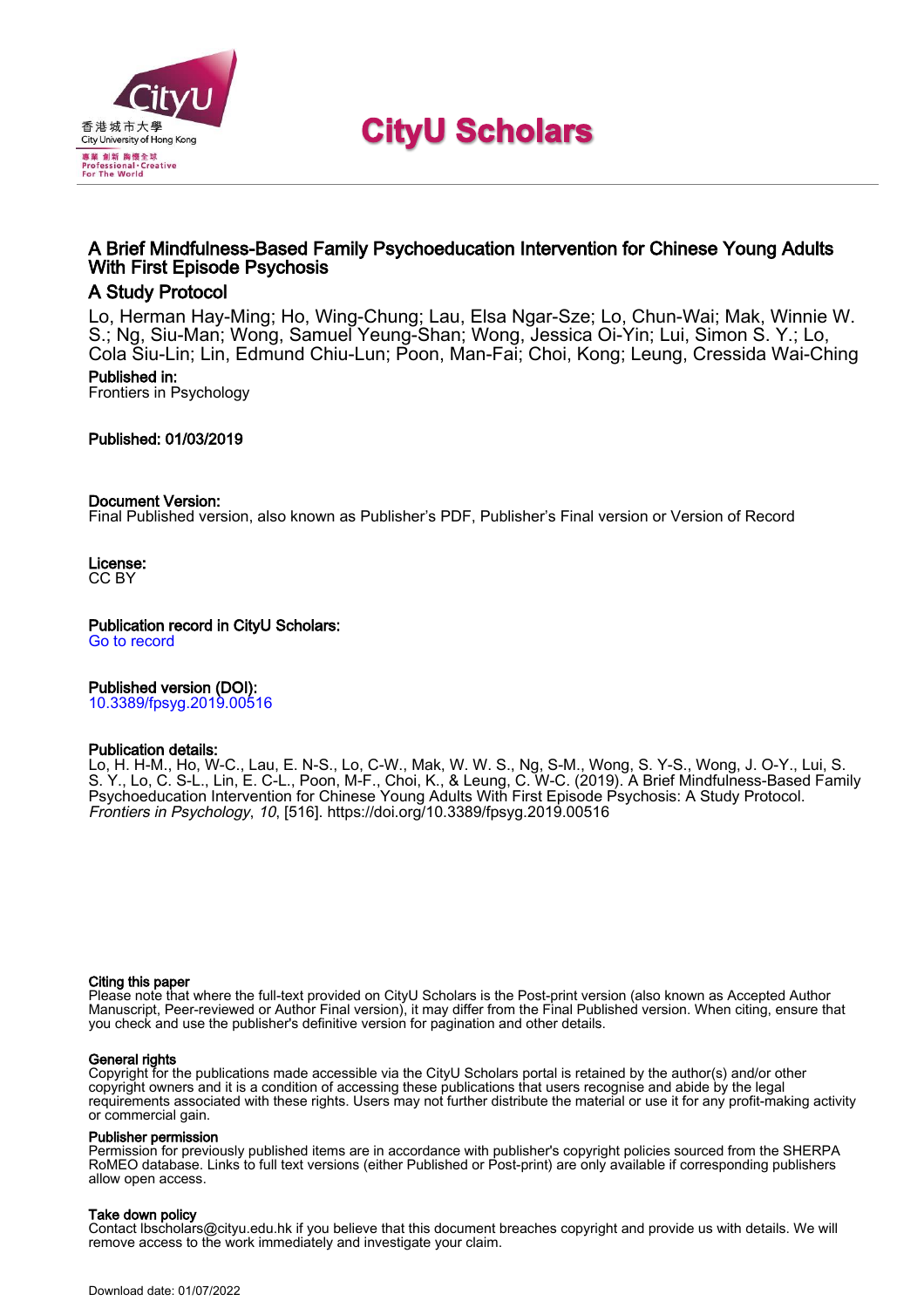# CityU Scholars

## A Brief Mindfulness-Based Family Psychoeducation Intervention for Chinese Young Adults With First Episode Psychosis

### A Study Protocol

Lo, Herman Hay-Ming; Ho, Wing-Chung; Lau, Elsa Ngar-Sze; Lo, Chun-Wai; Mak, Winnie W. S.; Ng, Siu-Man; Wong, Samuel Yeung-Shan; Wong, Jessica Oi-Yin; Lui, Simon S. Y.; Lo, Cola Siu-Lin; Lin, Edmund Chiu-Lun; Poon, Man-Fai; Choi, Kong; Leung, Cressida Wai-Ching

**Published in:**
Frontiers in Psychology

**Published: 01/03/2019**

**Document Version:**
Final Published version, also known as Publisher's PDF, Publisher's Final version or Version of Record

**License:**
CC BY

**Publication record in CityU Scholars:**
Go to record

**Published version (DOI):**
10.3389/fpsyg.2019.00516

**Publication details:**
Lo, H. H-M., Ho, W-C., Lau, E. N-S., Lo, C-W., Mak, W. W. S., Ng, S-M., Wong, S. Y-S., Wong, J. O-Y., Lui, S. S. Y., Lo, C. S-L., Lin, E. C-L., Poon, M-F., Choi, K., & Leung, C. W-C. (2019). A Brief Mindfulness-Based Family Psychoeducation Intervention for Chinese Young Adults With First Episode Psychosis: A Study Protocol. *Frontiers in Psychology*, *10*, [516]. https://doi.org/10.3389/fpsyg.2019.00516

**Citing this paper**
Please note that where the full-text provided on CityU Scholars is the Post-print version (also known as Accepted Author Manuscript, Peer-reviewed or Author Final version), it may differ from the Final Published version. When citing, ensure that you check and use the publisher's definitive version for pagination and other details.

**General rights**
Copyright for the publications made accessible via the CityU Scholars portal is retained by the author(s) and/or other copyright owners and it is a condition of accessing these publications that users recognise and abide by the legal requirements associated with these rights. Users may not further distribute the material or use it for any profit-making activity or commercial gain.

**Publisher permission**
Permission for previously published items are in accordance with publisher's copyright policies sourced from the SHERPA RoMEO database. Links to full text versions (either Published or Post-print) are only available if corresponding publishers allow open access.

**Take down policy**
Contact lbscholars@cityu.edu.hk if you believe that this document breaches copyright and provide us with details. We will remove access to the work immediately and investigate your claim.

Download date: 01/07/2022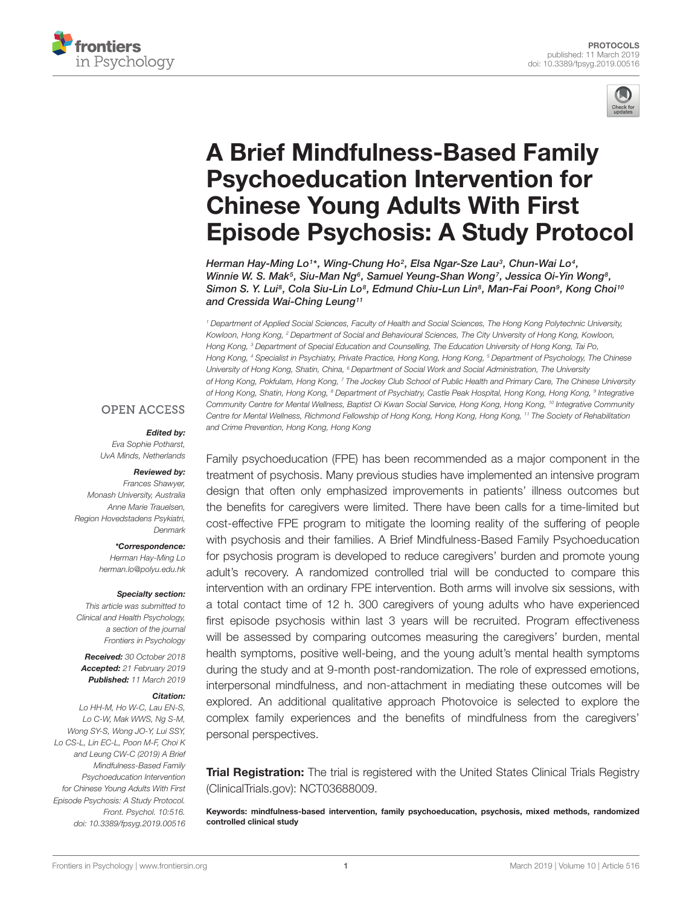# A Brief Mindfulness-Based Family Psychoeducation Intervention for Chinese Young Adults With First Episode Psychosis: A Study Protocol

*Herman Hay-Ming Lo[1]*, Wing-Chung Ho[2], Elsa Ngar-Sze Lau[3], Chun-Wai Lo[4], Winnie W. S. Mak[5], Siu-Man Ng[6], Samuel Yeung-Shan Wong[7], Jessica Oi-Yin Wong[8], Simon S. Y. Lui[8], Cola Siu-Lin Lo[8], Edmund Chiu-Lun Lin[8], Man-Fai Poon[9], Kong Choi[10] and Cressida Wai-Ching Leung[11]*

[1] Department of Applied Social Sciences, Faculty of Health and Social Sciences, The Hong Kong Polytechnic University, Kowloon, Hong Kong, [2] Department of Social and Behavioural Sciences, The City University of Hong Kong, Kowloon, Hong Kong, [3] Department of Special Education and Counselling, The Education University of Hong Kong, Tai Po, Hong Kong, [4] Specialist in Psychiatry, Private Practice, Hong Kong, Hong Kong, [5] Department of Psychology, The Chinese University of Hong Kong, Shatin, China, [6] Department of Social Work and Social Administration, The University of Hong Kong, Pokfulam, Hong Kong, [7] The Jockey Club School of Public Health and Primary Care, The Chinese University of Hong Kong, Shatin, Hong Kong, [8] Department of Psychiatry, Castle Peak Hospital, Hong Kong, Hong Kong, [9] Integrative Community Centre for Mental Wellness, Baptist Oi Kwan Social Service, Hong Kong, Hong Kong, [10] Integrative Community Centre for Mental Wellness, Richmond Fellowship of Hong Kong, Hong Kong, Hong Kong, [11] The Society of Rehabilitation and Crime Prevention, Hong Kong, Hong Kong

OPEN ACCESS

***Edited by:***
*Eva Sophie Potharst, UvA Minds, Netherlands*

***Reviewed by:***
*Frances Shawyer, Monash University, Australia*
*Anne Marie Trauelsen, Region Hovedstadens Psykiatri, Denmark*

****Correspondence:***
*Herman Hay-Ming Lo*
*herman.lo@polyu.edu.hk*

***Specialty section:***
*This article was submitted to Clinical and Health Psychology, a section of the journal Frontiers in Psychology*

***Received:*** *30 October 2018*
***Accepted:*** *21 February 2019*
***Published:*** *11 March 2019*

***Citation:***
*Lo HH-M, Ho W-C, Lau EN-S, Lo C-W, Mak WWS, Ng S-M, Wong SY-S, Wong JO-Y, Lui SSY, Lo CS-L, Lin EC-L, Poon M-F, Choi K and Leung CW-C (2019) A Brief Mindfulness-Based Family Psychoeducation Intervention for Chinese Young Adults With First Episode Psychosis: A Study Protocol. Front. Psychol. 10:516. doi: 10.3389/fpsyg.2019.00516*

Family psychoeducation (FPE) has been recommended as a major component in the treatment of psychosis. Many previous studies have implemented an intensive program design that often only emphasized improvements in patients' illness outcomes but the benefits for caregivers were limited. There have been calls for a time-limited but cost-effective FPE program to mitigate the looming reality of the suffering of people with psychosis and their families. A Brief Mindfulness-Based Family Psychoeducation for psychosis program is developed to reduce caregivers' burden and promote young adult's recovery. A randomized controlled trial will be conducted to compare this intervention with an ordinary FPE intervention. Both arms will involve six sessions, with a total contact time of 12 h. 300 caregivers of young adults who have experienced first episode psychosis within last 3 years will be recruited. Program effectiveness will be assessed by comparing outcomes measuring the caregivers' burden, mental health symptoms, positive well-being, and the young adult's mental health symptoms during the study and at 9-month post-randomization. The role of expressed emotions, interpersonal mindfulness, and non-attachment in mediating these outcomes will be explored. An additional qualitative approach Photovoice is selected to explore the complex family experiences and the benefits of mindfulness from the caregivers' personal perspectives.

**Trial Registration:** The trial is registered with the United States Clinical Trials Registry (ClinicalTrials.gov): NCT03688009.

**Keywords: mindfulness-based intervention, family psychoeducation, psychosis, mixed methods, randomized controlled clinical study**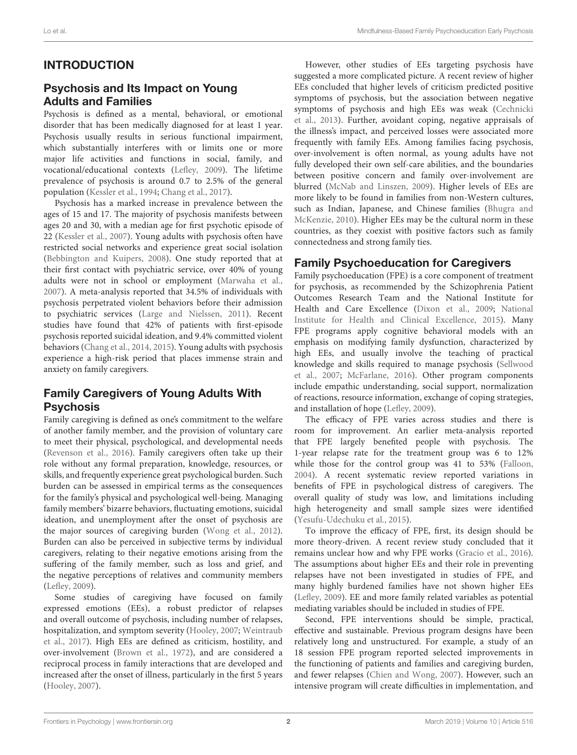## INTRODUCTION

### Psychosis and Its Impact on Young Adults and Families

Psychosis is defined as a mental, behavioral, or emotional disorder that has been medically diagnosed for at least 1 year. Psychosis usually results in serious functional impairment, which substantially interferes with or limits one or more major life activities and functions in social, family, and vocational/educational contexts (Lefley, 2009). The lifetime prevalence of psychosis is around 0.7 to 2.5% of the general population (Kessler et al., 1994; Chang et al., 2017).

Psychosis has a marked increase in prevalence between the ages of 15 and 17. The majority of psychosis manifests between ages 20 and 30, with a median age for first psychotic episode of 22 (Kessler et al., 2007). Young adults with psychosis often have restricted social networks and experience great social isolation (Bebbington and Kuipers, 2008). One study reported that at their first contact with psychiatric service, over 40% of young adults were not in school or employment (Marwaha et al., 2007). A meta-analysis reported that 34.5% of individuals with psychosis perpetrated violent behaviors before their admission to psychiatric services (Large and Nielssen, 2011). Recent studies have found that 42% of patients with first-episode psychosis reported suicidal ideation, and 9.4% committed violent behaviors (Chang et al., 2014, 2015). Young adults with psychosis experience a high-risk period that places immense strain and anxiety on family caregivers.

### Family Caregivers of Young Adults With Psychosis

Family caregiving is defined as one's commitment to the welfare of another family member, and the provision of voluntary care to meet their physical, psychological, and developmental needs (Revenson et al., 2016). Family caregivers often take up their role without any formal preparation, knowledge, resources, or skills, and frequently experience great psychological burden. Such burden can be assessed in empirical terms as the consequences for the family's physical and psychological well-being. Managing family members' bizarre behaviors, fluctuating emotions, suicidal ideation, and unemployment after the onset of psychosis are the major sources of caregiving burden (Wong et al., 2012). Burden can also be perceived in subjective terms by individual caregivers, relating to their negative emotions arising from the suffering of the family member, such as loss and grief, and the negative perceptions of relatives and community members (Lefley, 2009).

Some studies of caregiving have focused on family expressed emotions (EEs), a robust predictor of relapses and overall outcome of psychosis, including number of relapses, hospitalization, and symptom severity (Hooley, 2007; Weintraub et al., 2017). High EEs are defined as criticism, hostility, and over-involvement (Brown et al., 1972), and are considered a reciprocal process in family interactions that are developed and increased after the onset of illness, particularly in the first 5 years (Hooley, 2007).

However, other studies of EEs targeting psychosis have suggested a more complicated picture. A recent review of higher EEs concluded that higher levels of criticism predicted positive symptoms of psychosis, but the association between negative symptoms of psychosis and high EEs was weak (Cechnicki et al., 2013). Further, avoidant coping, negative appraisals of the illness's impact, and perceived losses were associated more frequently with family EEs. Among families facing psychosis, over-involvement is often normal, as young adults have not fully developed their own self-care abilities, and the boundaries between positive concern and family over-involvement are blurred (McNab and Linszen, 2009). Higher levels of EEs are more likely to be found in families from non-Western cultures, such as Indian, Japanese, and Chinese families (Bhugra and McKenzie, 2010). Higher EEs may be the cultural norm in these countries, as they coexist with positive factors such as family connectedness and strong family ties.

### Family Psychoeducation for Caregivers

Family psychoeducation (FPE) is a core component of treatment for psychosis, as recommended by the Schizophrenia Patient Outcomes Research Team and the National Institute for Health and Care Excellence (Dixon et al., 2009; National Institute for Health and Clinical Excellence, 2015). Many FPE programs apply cognitive behavioral models with an emphasis on modifying family dysfunction, characterized by high EEs, and usually involve the teaching of practical knowledge and skills required to manage psychosis (Sellwood et al., 2007; McFarlane, 2016). Other program components include empathic understanding, social support, normalization of reactions, resource information, exchange of coping strategies, and installation of hope (Lefley, 2009).

The efficacy of FPE varies across studies and there is room for improvement. An earlier meta-analysis reported that FPE largely benefited people with psychosis. The 1-year relapse rate for the treatment group was 6 to 12% while those for the control group was 41 to 53% (Falloon, 2004). A recent systematic review reported variations in benefits of FPE in psychological distress of caregivers. The overall quality of study was low, and limitations including high heterogeneity and small sample sizes were identified (Yesufu-Udechuku et al., 2015).

To improve the efficacy of FPE, first, its design should be more theory-driven. A recent review study concluded that it remains unclear how and why FPE works (Gracio et al., 2016). The assumptions about higher EEs and their role in preventing relapses have not been investigated in studies of FPE, and many highly burdened families have not shown higher EEs (Lefley, 2009). EE and more family related variables as potential mediating variables should be included in studies of FPE.

Second, FPE interventions should be simple, practical, effective and sustainable. Previous program designs have been relatively long and unstructured. For example, a study of an 18 session FPE program reported selected improvements in the functioning of patients and families and caregiving burden, and fewer relapses (Chien and Wong, 2007). However, such an intensive program will create difficulties in implementation, and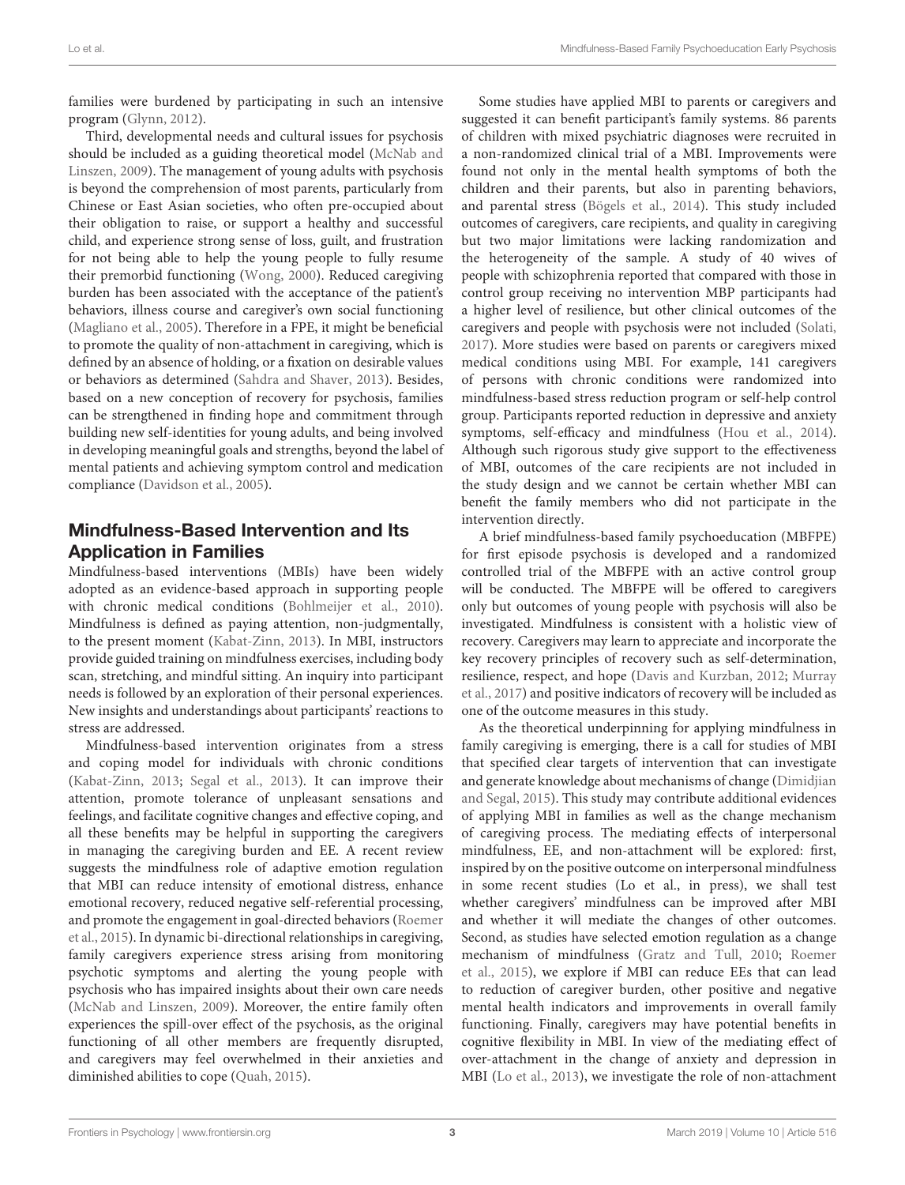families were burdened by participating in such an intensive program (Glynn, 2012).

Third, developmental needs and cultural issues for psychosis should be included as a guiding theoretical model (McNab and Linszen, 2009). The management of young adults with psychosis is beyond the comprehension of most parents, particularly from Chinese or East Asian societies, who often pre-occupied about their obligation to raise, or support a healthy and successful child, and experience strong sense of loss, guilt, and frustration for not being able to help the young people to fully resume their premorbid functioning (Wong, 2000). Reduced caregiving burden has been associated with the acceptance of the patient's behaviors, illness course and caregiver's own social functioning (Magliano et al., 2005). Therefore in a FPE, it might be beneficial to promote the quality of non-attachment in caregiving, which is defined by an absence of holding, or a fixation on desirable values or behaviors as determined (Sahdra and Shaver, 2013). Besides, based on a new conception of recovery for psychosis, families can be strengthened in finding hope and commitment through building new self-identities for young adults, and being involved in developing meaningful goals and strengths, beyond the label of mental patients and achieving symptom control and medication compliance (Davidson et al., 2005).

## Mindfulness-Based Intervention and Its Application in Families

Mindfulness-based interventions (MBIs) have been widely adopted as an evidence-based approach in supporting people with chronic medical conditions (Bohlmeijer et al., 2010). Mindfulness is defined as paying attention, non-judgmentally, to the present moment (Kabat-Zinn, 2013). In MBI, instructors provide guided training on mindfulness exercises, including body scan, stretching, and mindful sitting. An inquiry into participant needs is followed by an exploration of their personal experiences. New insights and understandings about participants' reactions to stress are addressed.

Mindfulness-based intervention originates from a stress and coping model for individuals with chronic conditions (Kabat-Zinn, 2013; Segal et al., 2013). It can improve their attention, promote tolerance of unpleasant sensations and feelings, and facilitate cognitive changes and effective coping, and all these benefits may be helpful in supporting the caregivers in managing the caregiving burden and EE. A recent review suggests the mindfulness role of adaptive emotion regulation that MBI can reduce intensity of emotional distress, enhance emotional recovery, reduced negative self-referential processing, and promote the engagement in goal-directed behaviors (Roemer et al., 2015). In dynamic bi-directional relationships in caregiving, family caregivers experience stress arising from monitoring psychotic symptoms and alerting the young people with psychosis who has impaired insights about their own care needs (McNab and Linszen, 2009). Moreover, the entire family often experiences the spill-over effect of the psychosis, as the original functioning of all other members are frequently disrupted, and caregivers may feel overwhelmed in their anxieties and diminished abilities to cope (Quah, 2015).

Some studies have applied MBI to parents or caregivers and suggested it can benefit participant's family systems. 86 parents of children with mixed psychiatric diagnoses were recruited in a non-randomized clinical trial of a MBI. Improvements were found not only in the mental health symptoms of both the children and their parents, but also in parenting behaviors, and parental stress (Bögels et al., 2014). This study included outcomes of caregivers, care recipients, and quality in caregiving but two major limitations were lacking randomization and the heterogeneity of the sample. A study of 40 wives of people with schizophrenia reported that compared with those in control group receiving no intervention MBP participants had a higher level of resilience, but other clinical outcomes of the caregivers and people with psychosis were not included (Solati, 2017). More studies were based on parents or caregivers mixed medical conditions using MBI. For example, 141 caregivers of persons with chronic conditions were randomized into mindfulness-based stress reduction program or self-help control group. Participants reported reduction in depressive and anxiety symptoms, self-efficacy and mindfulness (Hou et al., 2014). Although such rigorous study give support to the effectiveness of MBI, outcomes of the care recipients are not included in the study design and we cannot be certain whether MBI can benefit the family members who did not participate in the intervention directly.

A brief mindfulness-based family psychoeducation (MBFPE) for first episode psychosis is developed and a randomized controlled trial of the MBFPE with an active control group will be conducted. The MBFPE will be offered to caregivers only but outcomes of young people with psychosis will also be investigated. Mindfulness is consistent with a holistic view of recovery. Caregivers may learn to appreciate and incorporate the key recovery principles of recovery such as self-determination, resilience, respect, and hope (Davis and Kurzban, 2012; Murray et al., 2017) and positive indicators of recovery will be included as one of the outcome measures in this study.

As the theoretical underpinning for applying mindfulness in family caregiving is emerging, there is a call for studies of MBI that specified clear targets of intervention that can investigate and generate knowledge about mechanisms of change (Dimidjian and Segal, 2015). This study may contribute additional evidences of applying MBI in families as well as the change mechanism of caregiving process. The mediating effects of interpersonal mindfulness, EE, and non-attachment will be explored: first, inspired by on the positive outcome on interpersonal mindfulness in some recent studies (Lo et al., in press), we shall test whether caregivers' mindfulness can be improved after MBI and whether it will mediate the changes of other outcomes. Second, as studies have selected emotion regulation as a change mechanism of mindfulness (Gratz and Tull, 2010; Roemer et al., 2015), we explore if MBI can reduce EEs that can lead to reduction of caregiver burden, other positive and negative mental health indicators and improvements in overall family functioning. Finally, caregivers may have potential benefits in cognitive flexibility in MBI. In view of the mediating effect of over-attachment in the change of anxiety and depression in MBI (Lo et al., 2013), we investigate the role of non-attachment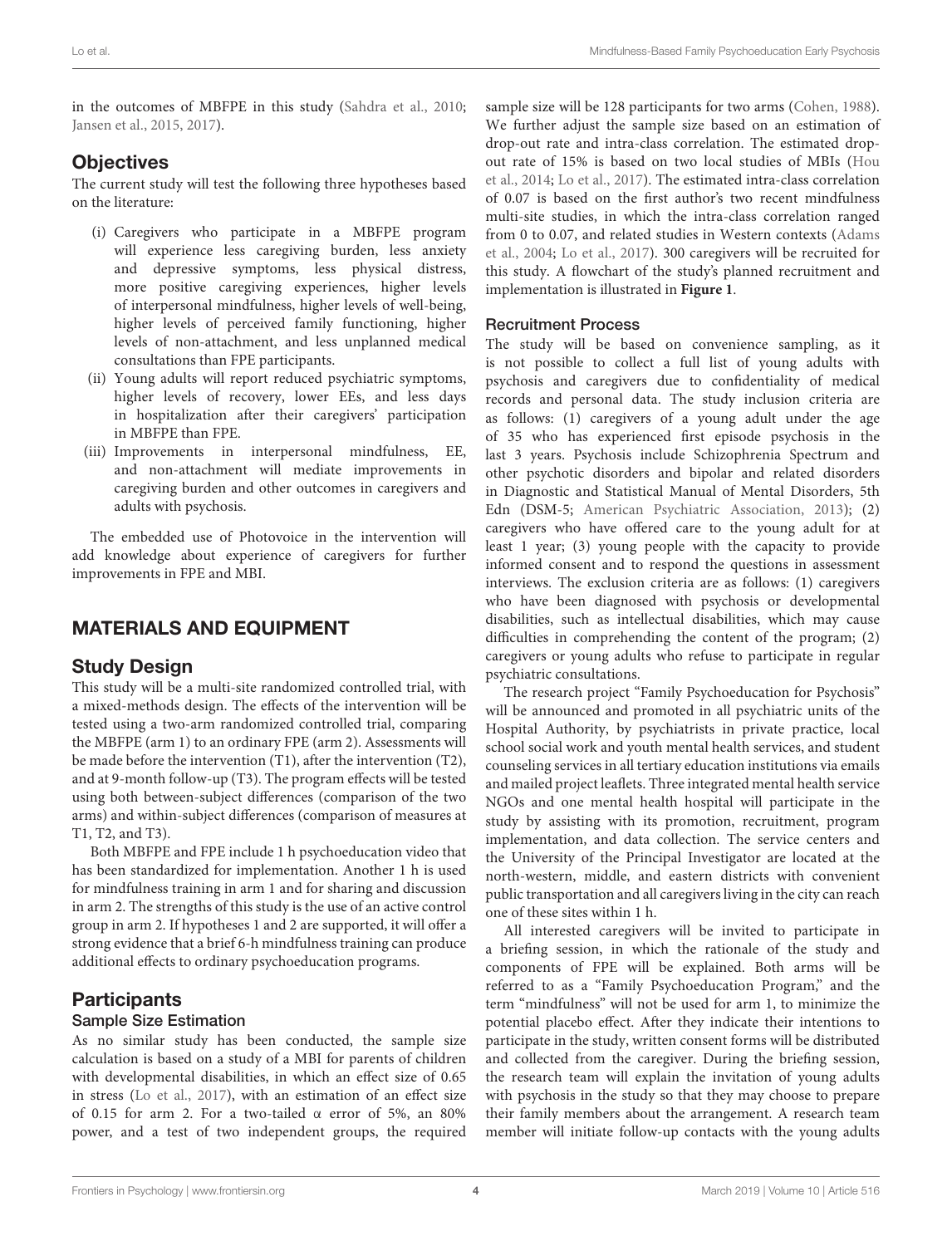in the outcomes of MBFPE in this study (Sahdra et al., 2010; Jansen et al., 2015, 2017).

## Objectives

The current study will test the following three hypotheses based on the literature:

- (i) Caregivers who participate in a MBFPE program will experience less caregiving burden, less anxiety and depressive symptoms, less physical distress, more positive caregiving experiences, higher levels of interpersonal mindfulness, higher levels of well-being, higher levels of perceived family functioning, higher levels of non-attachment, and less unplanned medical consultations than FPE participants.
- (ii) Young adults will report reduced psychiatric symptoms, higher levels of recovery, lower EEs, and less days in hospitalization after their caregivers' participation in MBFPE than FPE.
- (iii) Improvements in interpersonal mindfulness, EE, and non-attachment will mediate improvements in caregiving burden and other outcomes in caregivers and adults with psychosis.

The embedded use of Photovoice in the intervention will add knowledge about experience of caregivers for further improvements in FPE and MBI.

# MATERIALS AND EQUIPMENT

## Study Design

This study will be a multi-site randomized controlled trial, with a mixed-methods design. The effects of the intervention will be tested using a two-arm randomized controlled trial, comparing the MBFPE (arm 1) to an ordinary FPE (arm 2). Assessments will be made before the intervention (T1), after the intervention (T2), and at 9-month follow-up (T3). The program effects will be tested using both between-subject differences (comparison of the two arms) and within-subject differences (comparison of measures at T1, T2, and T3).

Both MBFPE and FPE include 1 h psychoeducation video that has been standardized for implementation. Another 1 h is used for mindfulness training in arm 1 and for sharing and discussion in arm 2. The strengths of this study is the use of an active control group in arm 2. If hypotheses 1 and 2 are supported, it will offer a strong evidence that a brief 6-h mindfulness training can produce additional effects to ordinary psychoeducation programs.

## Participants

### Sample Size Estimation

As no similar study has been conducted, the sample size calculation is based on a study of a MBI for parents of children with developmental disabilities, in which an effect size of 0.65 in stress (Lo et al., 2017), with an estimation of an effect size of 0.15 for arm 2. For a two-tailed α error of 5%, an 80% power, and a test of two independent groups, the required sample size will be 128 participants for two arms (Cohen, 1988). We further adjust the sample size based on an estimation of drop-out rate and intra-class correlation. The estimated drop-out rate of 15% is based on two local studies of MBIs (Hou et al., 2014; Lo et al., 2017). The estimated intra-class correlation of 0.07 is based on the first author's two recent mindfulness multi-site studies, in which the intra-class correlation ranged from 0 to 0.07, and related studies in Western contexts (Adams et al., 2004; Lo et al., 2017). 300 caregivers will be recruited for this study. A flowchart of the study's planned recruitment and implementation is illustrated in **Figure 1**.

### Recruitment Process

The study will be based on convenience sampling, as it is not possible to collect a full list of young adults with psychosis and caregivers due to confidentiality of medical records and personal data. The study inclusion criteria are as follows: (1) caregivers of a young adult under the age of 35 who has experienced first episode psychosis in the last 3 years. Psychosis include Schizophrenia Spectrum and other psychotic disorders and bipolar and related disorders in Diagnostic and Statistical Manual of Mental Disorders, 5th Edn (DSM-5; American Psychiatric Association, 2013); (2) caregivers who have offered care to the young adult for at least 1 year; (3) young people with the capacity to provide informed consent and to respond the questions in assessment interviews. The exclusion criteria are as follows: (1) caregivers who have been diagnosed with psychosis or developmental disabilities, such as intellectual disabilities, which may cause difficulties in comprehending the content of the program; (2) caregivers or young adults who refuse to participate in regular psychiatric consultations.

The research project "Family Psychoeducation for Psychosis" will be announced and promoted in all psychiatric units of the Hospital Authority, by psychiatrists in private practice, local school social work and youth mental health services, and student counseling services in all tertiary education institutions via emails and mailed project leaflets. Three integrated mental health service NGOs and one mental health hospital will participate in the study by assisting with its promotion, recruitment, program implementation, and data collection. The service centers and the University of the Principal Investigator are located at the north-western, middle, and eastern districts with convenient public transportation and all caregivers living in the city can reach one of these sites within 1 h.

All interested caregivers will be invited to participate in a briefing session, in which the rationale of the study and components of FPE will be explained. Both arms will be referred to as a "Family Psychoeducation Program," and the term "mindfulness" will not be used for arm 1, to minimize the potential placebo effect. After they indicate their intentions to participate in the study, written consent forms will be distributed and collected from the caregiver. During the briefing session, the research team will explain the invitation of young adults with psychosis in the study so that they may choose to prepare their family members about the arrangement. A research team member will initiate follow-up contacts with the young adults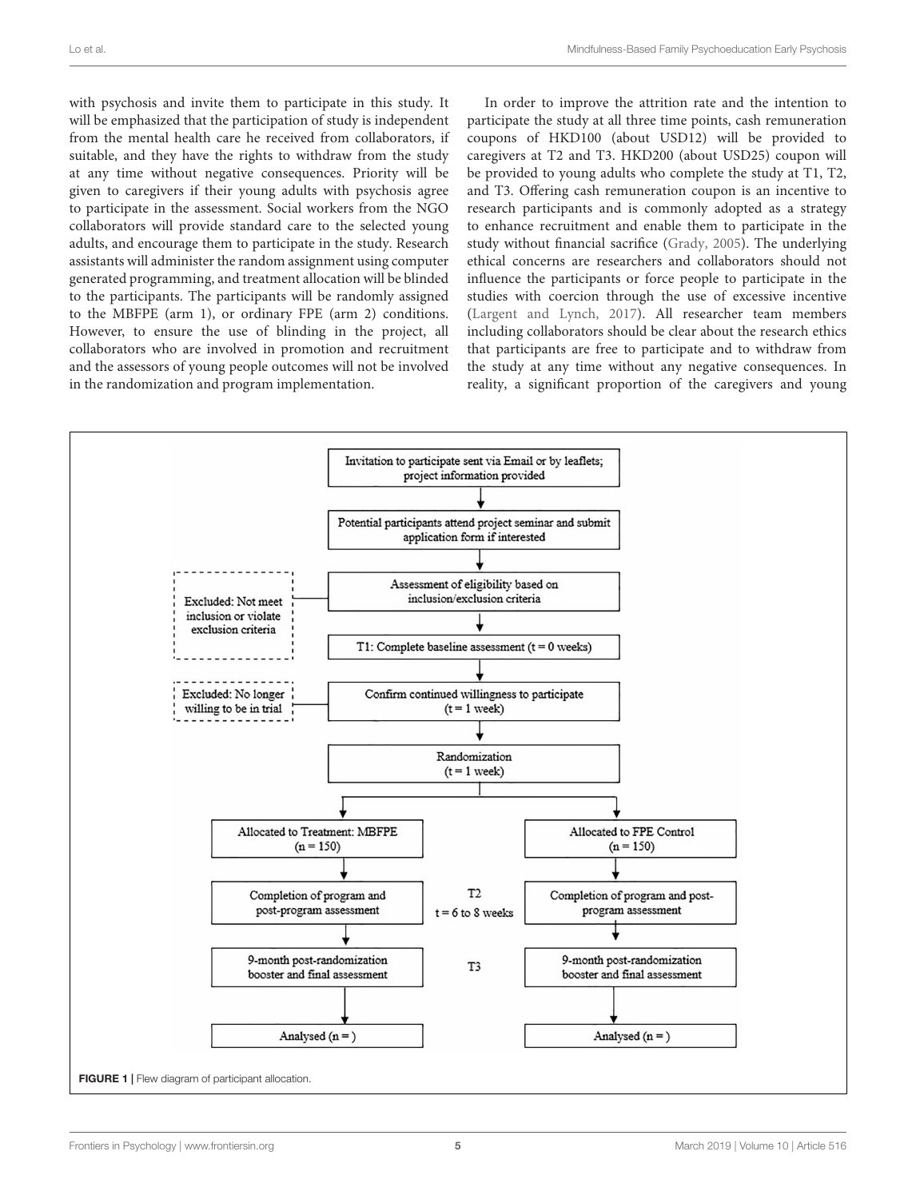with psychosis and invite them to participate in this study. It will be emphasized that the participation of study is independent from the mental health care he received from collaborators, if suitable, and they have the rights to withdraw from the study at any time without negative consequences. Priority will be given to caregivers if their young adults with psychosis agree to participate in the assessment. Social workers from the NGO collaborators will provide standard care to the selected young adults, and encourage them to participate in the study. Research assistants will administer the random assignment using computer generated programming, and treatment allocation will be blinded to the participants. The participants will be randomly assigned to the MBFPE (arm 1), or ordinary FPE (arm 2) conditions. However, to ensure the use of blinding in the project, all collaborators who are involved in promotion and recruitment and the assessors of young people outcomes will not be involved in the randomization and program implementation.

In order to improve the attrition rate and the intention to participate the study at all three time points, cash remuneration coupons of HKD100 (about USD12) will be provided to caregivers at T2 and T3. HKD200 (about USD25) coupon will be provided to young adults who complete the study at T1, T2, and T3. Offering cash remuneration coupon is an incentive to research participants and is commonly adopted as a strategy to enhance recruitment and enable them to participate in the study without financial sacrifice (Grady, 2005). The underlying ethical concerns are researchers and collaborators should not influence the participants or force people to participate in the studies with coercion through the use of excessive incentive (Largent and Lynch, 2017). All researcher team members including collaborators should be clear about the research ethics that participants are free to participate and to withdraw from the study at any time without any negative consequences. In reality, a significant proportion of the caregivers and young

Invitation to participate sent via Email or by leaflets; project information provided

Potential participants attend project seminar and submit application form if interested

Assessment of eligibility based on inclusion/exclusion criteria

Excluded: Not meet inclusion or violate exclusion criteria

T1: Complete baseline assessment (t = 0 weeks)

Excluded: No longer willing to be in trial

Confirm continued willingness to participate (t = 1 week)

Randomization (t = 1 week)

Allocated to Treatment: MBFPE (n = 150)

Allocated to FPE Control (n = 150)

T2 t = 6 to 8 weeks

Completion of program and post-program assessment

Completion of program and post-program assessment

T3

9-month post-randomization booster and final assessment

9-month post-randomization booster and final assessment

Analysed (n = )

Analysed (n = )

**FIGURE 1 |** Flew diagram of participant allocation.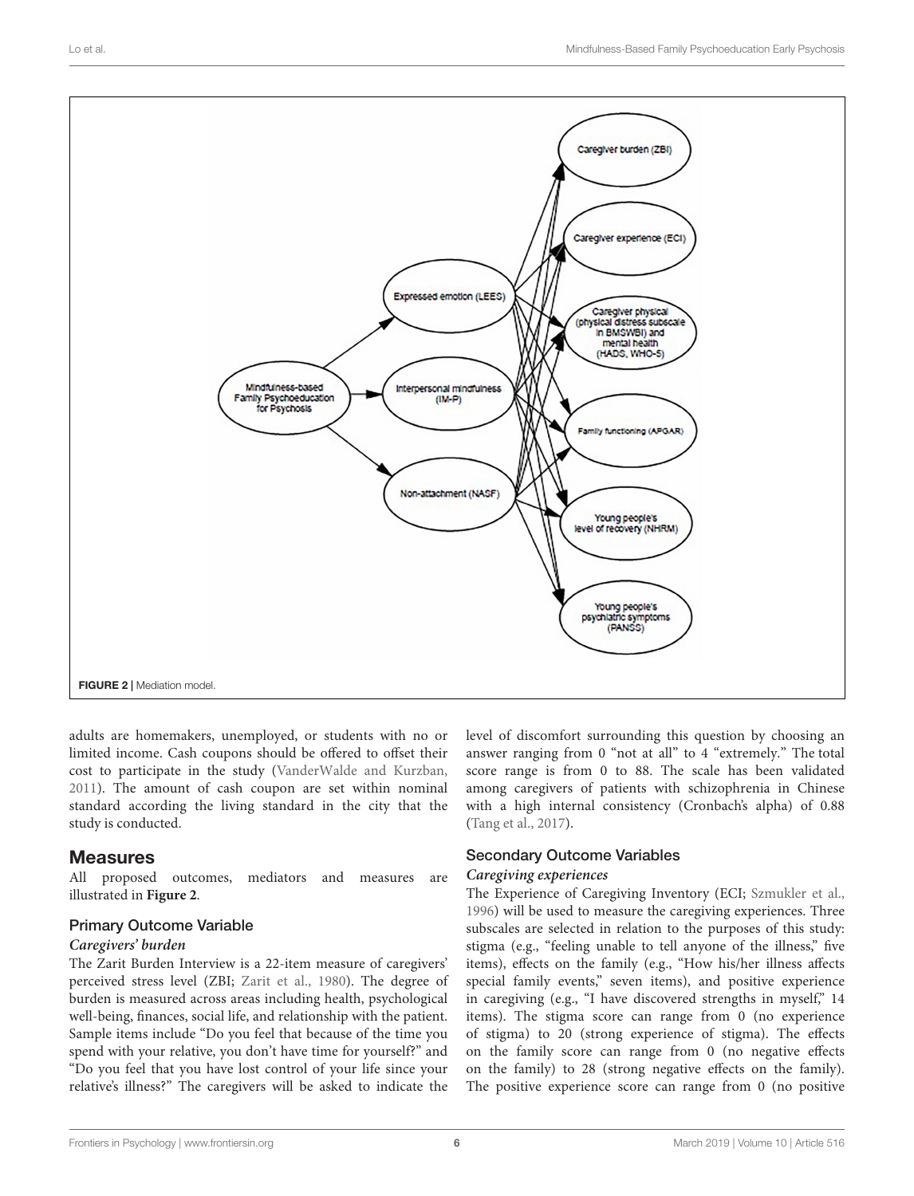FIGURE 2 | Mediation model.

adults are homemakers, unemployed, or students with no or limited income. Cash coupons should be offered to offset their cost to participate in the study (VanderWalde and Kurzban, 2011). The amount of cash coupon are set within nominal standard according the living standard in the city that the study is conducted.

## Measures

All proposed outcomes, mediators and measures are illustrated in **Figure 2**.

### Primary Outcome Variable

#### *Caregivers' burden*

The Zarit Burden Interview is a 22-item measure of caregivers' perceived stress level (ZBI; Zarit et al., 1980). The degree of burden is measured across areas including health, psychological well-being, finances, social life, and relationship with the patient. Sample items include "Do you feel that because of the time you spend with your relative, you don't have time for yourself?" and "Do you feel that you have lost control of your life since your relative's illness?" The caregivers will be asked to indicate the level of discomfort surrounding this question by choosing an answer ranging from 0 "not at all" to 4 "extremely." The total score range is from 0 to 88. The scale has been validated among caregivers of patients with schizophrenia in Chinese with a high internal consistency (Cronbach's alpha) of 0.88 (Tang et al., 2017).

### Secondary Outcome Variables

#### *Caregiving experiences*

The Experience of Caregiving Inventory (ECI; Szmukler et al., 1996) will be used to measure the caregiving experiences. Three subscales are selected in relation to the purposes of this study: stigma (e.g., "feeling unable to tell anyone of the illness," five items), effects on the family (e.g., "How his/her illness affects special family events," seven items), and positive experience in caregiving (e.g., "I have discovered strengths in myself," 14 items). The stigma score can range from 0 (no experience of stigma) to 20 (strong experience of stigma). The effects on the family score can range from 0 (no negative effects on the family) to 28 (strong negative effects on the family). The positive experience score can range from 0 (no positive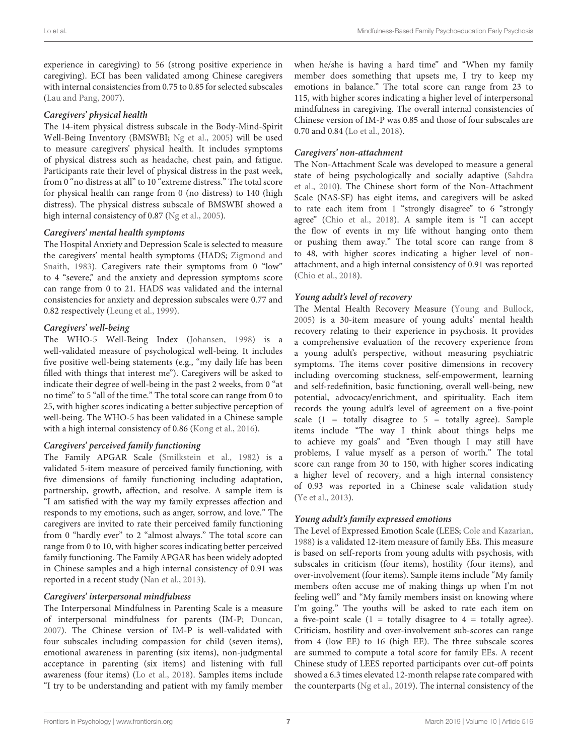experience in caregiving) to 56 (strong positive experience in caregiving). ECI has been validated among Chinese caregivers with internal consistencies from 0.75 to 0.85 for selected subscales (Lau and Pang, 2007).

#### *Caregivers' physical health*

The 14-item physical distress subscale in the Body-Mind-Spirit Well-Being Inventory (BMSWBI; Ng et al., 2005) will be used to measure caregivers' physical health. It includes symptoms of physical distress such as headache, chest pain, and fatigue. Participants rate their level of physical distress in the past week, from 0 "no distress at all" to 10 "extreme distress." The total score for physical health can range from 0 (no distress) to 140 (high distress). The physical distress subscale of BMSWBI showed a high internal consistency of 0.87 (Ng et al., 2005).

#### *Caregivers' mental health symptoms*

The Hospital Anxiety and Depression Scale is selected to measure the caregivers' mental health symptoms (HADS; Zigmond and Snaith, 1983). Caregivers rate their symptoms from 0 "low" to 4 "severe," and the anxiety and depression symptoms score can range from 0 to 21. HADS was validated and the internal consistencies for anxiety and depression subscales were 0.77 and 0.82 respectively (Leung et al., 1999).

#### *Caregivers' well-being*

The WHO-5 Well-Being Index (Johansen, 1998) is a well-validated measure of psychological well-being. It includes five positive well-being statements (e.g., "my daily life has been filled with things that interest me"). Caregivers will be asked to indicate their degree of well-being in the past 2 weeks, from 0 "at no time" to 5 "all of the time." The total score can range from 0 to 25, with higher scores indicating a better subjective perception of well-being. The WHO-5 has been validated in a Chinese sample with a high internal consistency of 0.86 (Kong et al., 2016).

#### *Caregivers' perceived family functioning*

The Family APGAR Scale (Smilkstein et al., 1982) is a validated 5-item measure of perceived family functioning, with five dimensions of family functioning including adaptation, partnership, growth, affection, and resolve. A sample item is "I am satisfied with the way my family expresses affection and responds to my emotions, such as anger, sorrow, and love." The caregivers are invited to rate their perceived family functioning from 0 "hardly ever" to 2 "almost always." The total score can range from 0 to 10, with higher scores indicating better perceived family functioning. The Family APGAR has been widely adopted in Chinese samples and a high internal consistency of 0.91 was reported in a recent study (Nan et al., 2013).

#### *Caregivers' interpersonal mindfulness*

The Interpersonal Mindfulness in Parenting Scale is a measure of interpersonal mindfulness for parents (IM-P; Duncan, 2007). The Chinese version of IM-P is well-validated with four subscales including compassion for child (seven items), emotional awareness in parenting (six items), non-judgmental acceptance in parenting (six items) and listening with full awareness (four items) (Lo et al., 2018). Samples items include "I try to be understanding and patient with my family member when he/she is having a hard time" and "When my family member does something that upsets me, I try to keep my emotions in balance." The total score can range from 23 to 115, with higher scores indicating a higher level of interpersonal mindfulness in caregiving. The overall internal consistencies of Chinese version of IM-P was 0.85 and those of four subscales are 0.70 and 0.84 (Lo et al., 2018).

#### *Caregivers' non-attachment*

The Non-Attachment Scale was developed to measure a general state of being psychologically and socially adaptive (Sahdra et al., 2010). The Chinese short form of the Non-Attachment Scale (NAS-SF) has eight items, and caregivers will be asked to rate each item from 1 "strongly disagree" to 6 "strongly agree" (Chio et al., 2018). A sample item is "I can accept the flow of events in my life without hanging onto them or pushing them away." The total score can range from 8 to 48, with higher scores indicating a higher level of non-attachment, and a high internal consistency of 0.91 was reported (Chio et al., 2018).

#### *Young adult's level of recovery*

The Mental Health Recovery Measure (Young and Bullock, 2005) is a 30-item measure of young adults' mental health recovery relating to their experience in psychosis. It provides a comprehensive evaluation of the recovery experience from a young adult's perspective, without measuring psychiatric symptoms. The items cover positive dimensions in recovery including overcoming stuckness, self-empowerment, learning and self-redefinition, basic functioning, overall well-being, new potential, advocacy/enrichment, and spirituality. Each item records the young adult's level of agreement on a five-point scale (1 = totally disagree to 5 = totally agree). Sample items include "The way I think about things helps me to achieve my goals" and "Even though I may still have problems, I value myself as a person of worth." The total score can range from 30 to 150, with higher scores indicating a higher level of recovery, and a high internal consistency of 0.93 was reported in a Chinese scale validation study (Ye et al., 2013).

#### *Young adult's family expressed emotions*

The Level of Expressed Emotion Scale (LEES; Cole and Kazarian, 1988) is a validated 12-item measure of family EEs. This measure is based on self-reports from young adults with psychosis, with subscales in criticism (four items), hostility (four items), and over-involvement (four items). Sample items include "My family members often accuse me of making things up when I'm not feeling well" and "My family members insist on knowing where I'm going." The youths will be asked to rate each item on a five-point scale (1 = totally disagree to 4 = totally agree). Criticism, hostility and over-involvement sub-scores can range from 4 (low EE) to 16 (high EE). The three subscale scores are summed to compute a total score for family EEs. A recent Chinese study of LEES reported participants over cut-off points showed a 6.3 times elevated 12-month relapse rate compared with the counterparts (Ng et al., 2019). The internal consistency of the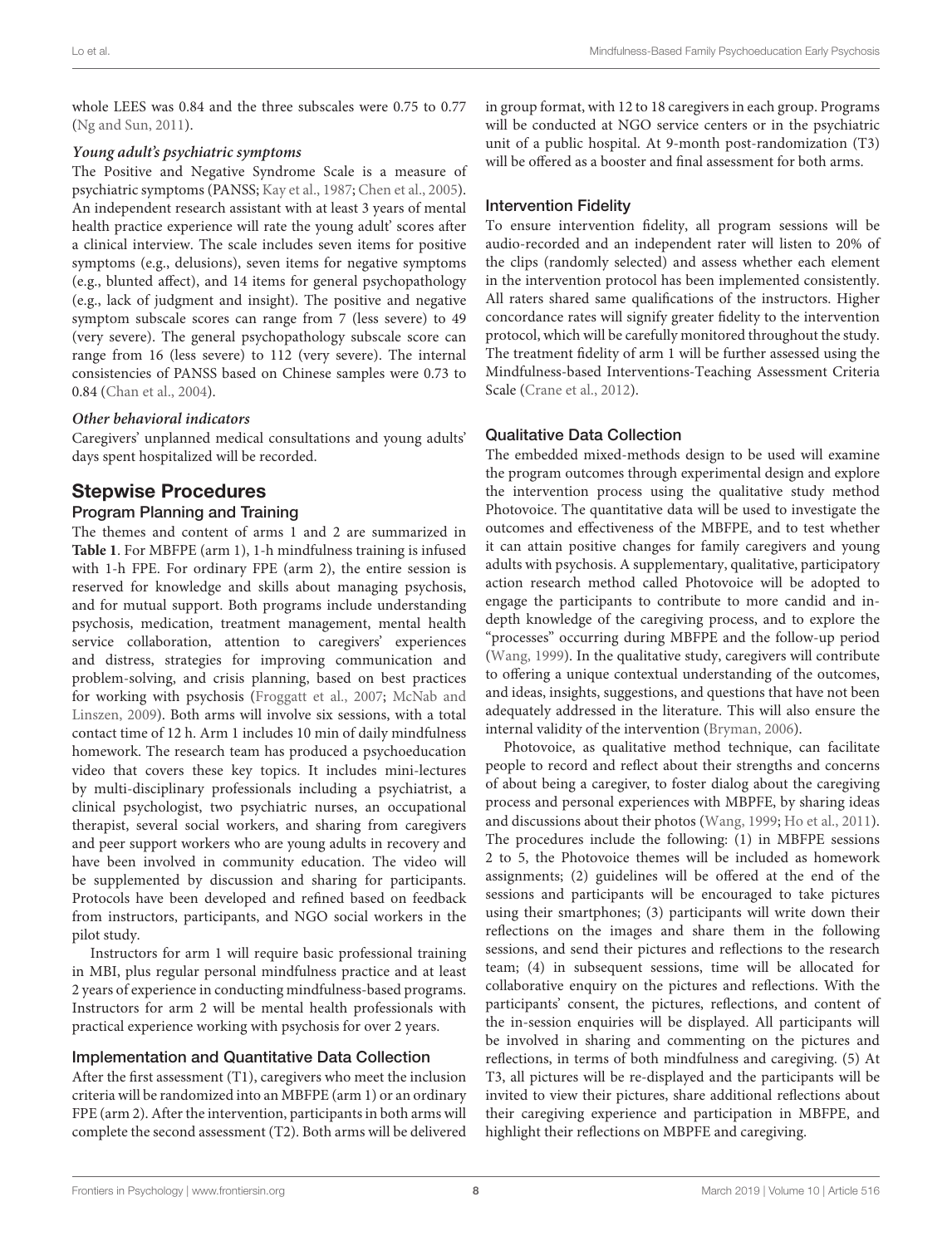whole LEES was 0.84 and the three subscales were 0.75 to 0.77 (Ng and Sun, 2011).

#### *Young adult's psychiatric symptoms*

The Positive and Negative Syndrome Scale is a measure of psychiatric symptoms (PANSS; Kay et al., 1987; Chen et al., 2005). An independent research assistant with at least 3 years of mental health practice experience will rate the young adult' scores after a clinical interview. The scale includes seven items for positive symptoms (e.g., delusions), seven items for negative symptoms (e.g., blunted affect), and 14 items for general psychopathology (e.g., lack of judgment and insight). The positive and negative symptom subscale scores can range from 7 (less severe) to 49 (very severe). The general psychopathology subscale score can range from 16 (less severe) to 112 (very severe). The internal consistencies of PANSS based on Chinese samples were 0.73 to 0.84 (Chan et al., 2004).

#### *Other behavioral indicators*

Caregivers' unplanned medical consultations and young adults' days spent hospitalized will be recorded.

## Stepwise Procedures

### Program Planning and Training

The themes and content of arms 1 and 2 are summarized in **Table 1**. For MBFPE (arm 1), 1-h mindfulness training is infused with 1-h FPE. For ordinary FPE (arm 2), the entire session is reserved for knowledge and skills about managing psychosis, and for mutual support. Both programs include understanding psychosis, medication, treatment management, mental health service collaboration, attention to caregivers' experiences and distress, strategies for improving communication and problem-solving, and crisis planning, based on best practices for working with psychosis (Froggatt et al., 2007; McNab and Linszen, 2009). Both arms will involve six sessions, with a total contact time of 12 h. Arm 1 includes 10 min of daily mindfulness homework. The research team has produced a psychoeducation video that covers these key topics. It includes mini-lectures by multi-disciplinary professionals including a psychiatrist, a clinical psychologist, two psychiatric nurses, an occupational therapist, several social workers, and sharing from caregivers and peer support workers who are young adults in recovery and have been involved in community education. The video will be supplemented by discussion and sharing for participants. Protocols have been developed and refined based on feedback from instructors, participants, and NGO social workers in the pilot study.

Instructors for arm 1 will require basic professional training in MBI, plus regular personal mindfulness practice and at least 2 years of experience in conducting mindfulness-based programs. Instructors for arm 2 will be mental health professionals with practical experience working with psychosis for over 2 years.

### Implementation and Quantitative Data Collection

After the first assessment (T1), caregivers who meet the inclusion criteria will be randomized into an MBFPE (arm 1) or an ordinary FPE (arm 2). After the intervention, participants in both arms will complete the second assessment (T2). Both arms will be delivered in group format, with 12 to 18 caregivers in each group. Programs will be conducted at NGO service centers or in the psychiatric unit of a public hospital. At 9-month post-randomization (T3) will be offered as a booster and final assessment for both arms.

### Intervention Fidelity

To ensure intervention fidelity, all program sessions will be audio-recorded and an independent rater will listen to 20% of the clips (randomly selected) and assess whether each element in the intervention protocol has been implemented consistently. All raters shared same qualifications of the instructors. Higher concordance rates will signify greater fidelity to the intervention protocol, which will be carefully monitored throughout the study. The treatment fidelity of arm 1 will be further assessed using the Mindfulness-based Interventions-Teaching Assessment Criteria Scale (Crane et al., 2012).

### Qualitative Data Collection

The embedded mixed-methods design to be used will examine the program outcomes through experimental design and explore the intervention process using the qualitative study method Photovoice. The quantitative data will be used to investigate the outcomes and effectiveness of the MBFPE, and to test whether it can attain positive changes for family caregivers and young adults with psychosis. A supplementary, qualitative, participatory action research method called Photovoice will be adopted to engage the participants to contribute to more candid and in-depth knowledge of the caregiving process, and to explore the "processes" occurring during MBFPE and the follow-up period (Wang, 1999). In the qualitative study, caregivers will contribute to offering a unique contextual understanding of the outcomes, and ideas, insights, suggestions, and questions that have not been adequately addressed in the literature. This will also ensure the internal validity of the intervention (Bryman, 2006).

Photovoice, as qualitative method technique, can facilitate people to record and reflect about their strengths and concerns of about being a caregiver, to foster dialog about the caregiving process and personal experiences with MBPFE, by sharing ideas and discussions about their photos (Wang, 1999; Ho et al., 2011). The procedures include the following: (1) in MBFPE sessions 2 to 5, the Photovoice themes will be included as homework assignments; (2) guidelines will be offered at the end of the sessions and participants will be encouraged to take pictures using their smartphones; (3) participants will write down their reflections on the images and share them in the following sessions, and send their pictures and reflections to the research team; (4) in subsequent sessions, time will be allocated for collaborative enquiry on the pictures and reflections. With the participants' consent, the pictures, reflections, and content of the in-session enquiries will be displayed. All participants will be involved in sharing and commenting on the pictures and reflections, in terms of both mindfulness and caregiving. (5) At T3, all pictures will be re-displayed and the participants will be invited to view their pictures, share additional reflections about their caregiving experience and participation in MBPFE, and highlight their reflections on MBPFE and caregiving.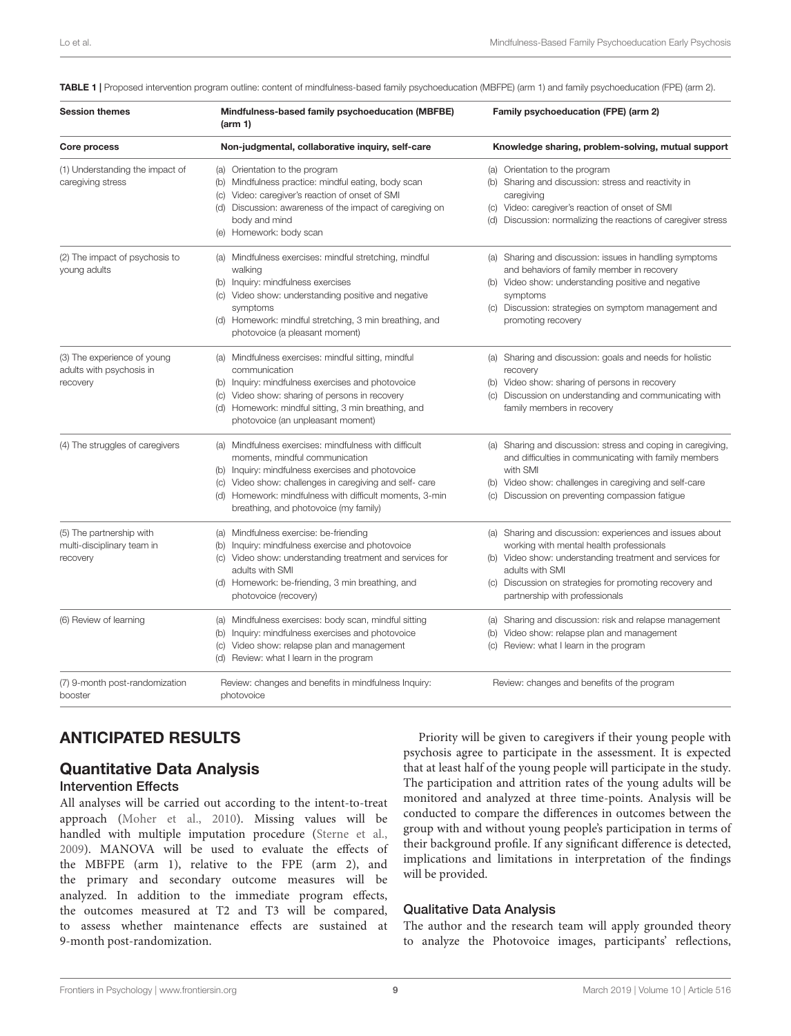**TABLE 1 |** Proposed intervention program outline: content of mindfulness-based family psychoeducation (MBFPE) (arm 1) and family psychoeducation (FPE) (arm 2).

| Session themes | Mindfulness-based family psychoeducation (MBFBE) (arm 1) | Family psychoeducation (FPE) (arm 2) |
|---|---|---|
| **Core process** | **Non-judgmental, collaborative inquiry, self-care** | **Knowledge sharing, problem-solving, mutual support** |
| (1) Understanding the impact of caregiving stress | (a) Orientation to the program<br>(b) Mindfulness practice: mindful eating, body scan<br>(c) Video: caregiver's reaction of onset of SMI<br>(d) Discussion: awareness of the impact of caregiving on body and mind<br>(e) Homework: body scan | (a) Orientation to the program<br>(b) Sharing and discussion: stress and reactivity in caregiving<br>(c) Video: caregiver's reaction of onset of SMI<br>(d) Discussion: normalizing the reactions of caregiver stress |
| (2) The impact of psychosis to young adults | (a) Mindfulness exercises: mindful stretching, mindful walking<br>(b) Inquiry: mindfulness exercises<br>(c) Video show: understanding positive and negative symptoms<br>(d) Homework: mindful stretching, 3 min breathing, and photovoice (a pleasant moment) | (a) Sharing and discussion: issues in handling symptoms and behaviors of family member in recovery<br>(b) Video show: understanding positive and negative symptoms<br>(c) Discussion: strategies on symptom management and promoting recovery |
| (3) The experience of young adults with psychosis in recovery | (a) Mindfulness exercises: mindful sitting, mindful communication<br>(b) Inquiry: mindfulness exercises and photovoice<br>(c) Video show: sharing of persons in recovery<br>(d) Homework: mindful sitting, 3 min breathing, and photovoice (an unpleasant moment) | (a) Sharing and discussion: goals and needs for holistic recovery<br>(b) Video show: sharing of persons in recovery<br>(c) Discussion on understanding and communicating with family members in recovery |
| (4) The struggles of caregivers | (a) Mindfulness exercises: mindfulness with difficult moments, mindful communication<br>(b) Inquiry: mindfulness exercises and photovoice<br>(c) Video show: challenges in caregiving and self- care<br>(d) Homework: mindfulness with difficult moments, 3-min breathing, and photovoice (my family) | (a) Sharing and discussion: stress and coping in caregiving, and difficulties in communicating with family members with SMI<br>(b) Video show: challenges in caregiving and self-care<br>(c) Discussion on preventing compassion fatigue |
| (5) The partnership with multi-disciplinary team in recovery | (a) Mindfulness exercise: be-friending<br>(b) Inquiry: mindfulness exercise and photovoice<br>(c) Video show: understanding treatment and services for adults with SMI<br>(d) Homework: be-friending, 3 min breathing, and photovoice (recovery) | (a) Sharing and discussion: experiences and issues about working with mental health professionals<br>(b) Video show: understanding treatment and services for adults with SMI<br>(c) Discussion on strategies for promoting recovery and partnership with professionals |
| (6) Review of learning | (a) Mindfulness exercises: body scan, mindful sitting<br>(b) Inquiry: mindfulness exercises and photovoice<br>(c) Video show: relapse plan and management<br>(d) Review: what I learn in the program | (a) Sharing and discussion: risk and relapse management<br>(b) Video show: relapse plan and management<br>(c) Review: what I learn in the program |
| (7) 9-month post-randomization booster | Review: changes and benefits in mindfulness Inquiry: photovoice | Review: changes and benefits of the program |

## ANTICIPATED RESULTS

### Quantitative Data Analysis

#### Intervention Effects

All analyses will be carried out according to the intent-to-treat approach (Moher et al., 2010). Missing values will be handled with multiple imputation procedure (Sterne et al., 2009). MANOVA will be used to evaluate the effects of the MBFPE (arm 1), relative to the FPE (arm 2), and the primary and secondary outcome measures will be analyzed. In addition to the immediate program effects, the outcomes measured at T2 and T3 will be compared, to assess whether maintenance effects are sustained at 9-month post-randomization.

Priority will be given to caregivers if their young people with psychosis agree to participate in the assessment. It is expected that at least half of the young people will participate in the study. The participation and attrition rates of the young adults will be monitored and analyzed at three time-points. Analysis will be conducted to compare the differences in outcomes between the group with and without young people's participation in terms of their background profile. If any significant difference is detected, implications and limitations in interpretation of the findings will be provided.

#### Qualitative Data Analysis

The author and the research team will apply grounded theory to analyze the Photovoice images, participants' reflections,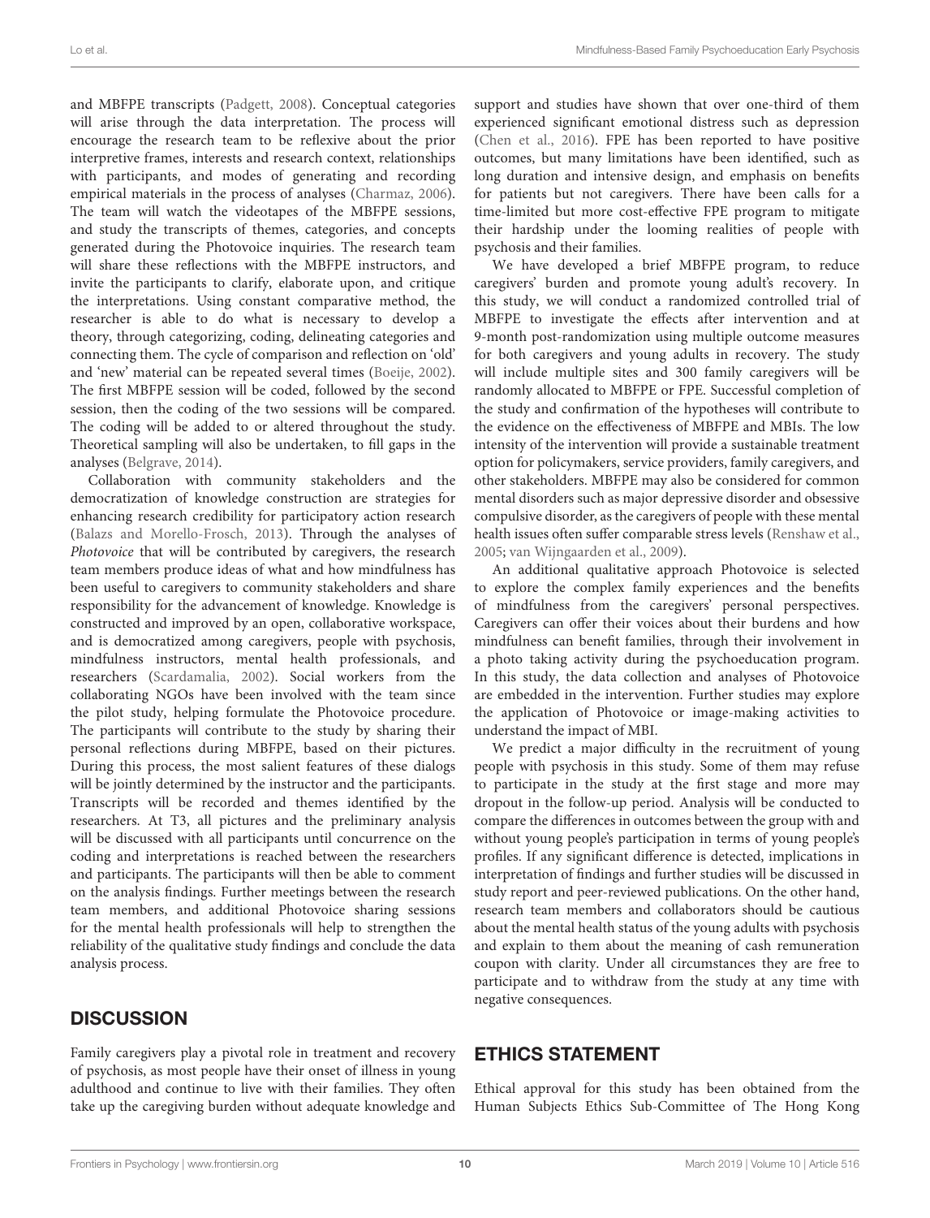and MBFPE transcripts (Padgett, 2008). Conceptual categories will arise through the data interpretation. The process will encourage the research team to be reflexive about the prior interpretive frames, interests and research context, relationships with participants, and modes of generating and recording empirical materials in the process of analyses (Charmaz, 2006). The team will watch the videotapes of the MBFPE sessions, and study the transcripts of themes, categories, and concepts generated during the Photovoice inquiries. The research team will share these reflections with the MBFPE instructors, and invite the participants to clarify, elaborate upon, and critique the interpretations. Using constant comparative method, the researcher is able to do what is necessary to develop a theory, through categorizing, coding, delineating categories and connecting them. The cycle of comparison and reflection on 'old' and 'new' material can be repeated several times (Boeije, 2002). The first MBFPE session will be coded, followed by the second session, then the coding of the two sessions will be compared. The coding will be added to or altered throughout the study. Theoretical sampling will also be undertaken, to fill gaps in the analyses (Belgrave, 2014).

Collaboration with community stakeholders and the democratization of knowledge construction are strategies for enhancing research credibility for participatory action research (Balazs and Morello-Frosch, 2013). Through the analyses of *Photovoice* that will be contributed by caregivers, the research team members produce ideas of what and how mindfulness has been useful to caregivers to community stakeholders and share responsibility for the advancement of knowledge. Knowledge is constructed and improved by an open, collaborative workspace, and is democratized among caregivers, people with psychosis, mindfulness instructors, mental health professionals, and researchers (Scardamalia, 2002). Social workers from the collaborating NGOs have been involved with the team since the pilot study, helping formulate the Photovoice procedure. The participants will contribute to the study by sharing their personal reflections during MBFPE, based on their pictures. During this process, the most salient features of these dialogs will be jointly determined by the instructor and the participants. Transcripts will be recorded and themes identified by the researchers. At T3, all pictures and the preliminary analysis will be discussed with all participants until concurrence on the coding and interpretations is reached between the researchers and participants. The participants will then be able to comment on the analysis findings. Further meetings between the research team members, and additional Photovoice sharing sessions for the mental health professionals will help to strengthen the reliability of the qualitative study findings and conclude the data analysis process.

## DISCUSSION

Family caregivers play a pivotal role in treatment and recovery of psychosis, as most people have their onset of illness in young adulthood and continue to live with their families. They often take up the caregiving burden without adequate knowledge and support and studies have shown that over one-third of them experienced significant emotional distress such as depression (Chen et al., 2016). FPE has been reported to have positive outcomes, but many limitations have been identified, such as long duration and intensive design, and emphasis on benefits for patients but not caregivers. There have been calls for a time-limited but more cost-effective FPE program to mitigate their hardship under the looming realities of people with psychosis and their families.

We have developed a brief MBFPE program, to reduce caregivers' burden and promote young adult's recovery. In this study, we will conduct a randomized controlled trial of MBFPE to investigate the effects after intervention and at 9-month post-randomization using multiple outcome measures for both caregivers and young adults in recovery. The study will include multiple sites and 300 family caregivers will be randomly allocated to MBFPE or FPE. Successful completion of the study and confirmation of the hypotheses will contribute to the evidence on the effectiveness of MBFPE and MBIs. The low intensity of the intervention will provide a sustainable treatment option for policymakers, service providers, family caregivers, and other stakeholders. MBFPE may also be considered for common mental disorders such as major depressive disorder and obsessive compulsive disorder, as the caregivers of people with these mental health issues often suffer comparable stress levels (Renshaw et al., 2005; van Wijngaarden et al., 2009).

An additional qualitative approach Photovoice is selected to explore the complex family experiences and the benefits of mindfulness from the caregivers' personal perspectives. Caregivers can offer their voices about their burdens and how mindfulness can benefit families, through their involvement in a photo taking activity during the psychoeducation program. In this study, the data collection and analyses of Photovoice are embedded in the intervention. Further studies may explore the application of Photovoice or image-making activities to understand the impact of MBI.

We predict a major difficulty in the recruitment of young people with psychosis in this study. Some of them may refuse to participate in the study at the first stage and more may dropout in the follow-up period. Analysis will be conducted to compare the differences in outcomes between the group with and without young people's participation in terms of young people's profiles. If any significant difference is detected, implications in interpretation of findings and further studies will be discussed in study report and peer-reviewed publications. On the other hand, research team members and collaborators should be cautious about the mental health status of the young adults with psychosis and explain to them about the meaning of cash remuneration coupon with clarity. Under all circumstances they are free to participate and to withdraw from the study at any time with negative consequences.

## ETHICS STATEMENT

Ethical approval for this study has been obtained from the Human Subjects Ethics Sub-Committee of The Hong Kong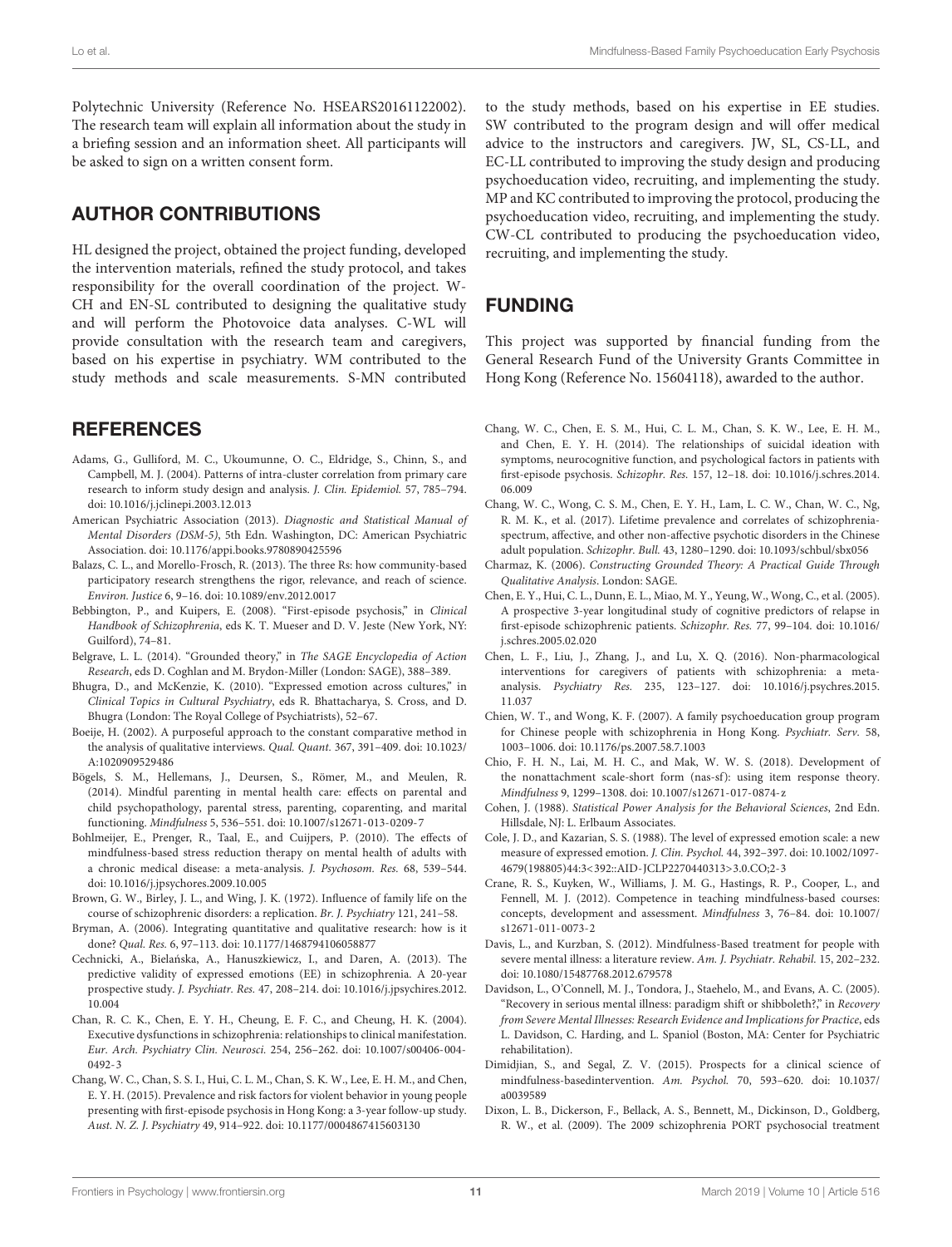Polytechnic University (Reference No. HSEARS20161122002). The research team will explain all information about the study in a briefing session and an information sheet. All participants will be asked to sign on a written consent form.

## AUTHOR CONTRIBUTIONS

HL designed the project, obtained the project funding, developed the intervention materials, refined the study protocol, and takes responsibility for the overall coordination of the project. W-CH and EN-SL contributed to designing the qualitative study and will perform the Photovoice data analyses. C-WL will provide consultation with the research team and caregivers, based on his expertise in psychiatry. WM contributed to the study methods and scale measurements. S-MN contributed to the study methods, based on his expertise in EE studies. SW contributed to the program design and will offer medical advice to the instructors and caregivers. JW, SL, CS-LL, and EC-LL contributed to improving the study design and producing psychoeducation video, recruiting, and implementing the study. MP and KC contributed to improving the protocol, producing the psychoeducation video, recruiting, and implementing the study. CW-CL contributed to producing the psychoeducation video, recruiting, and implementing the study.

## FUNDING

This project was supported by financial funding from the General Research Fund of the University Grants Committee in Hong Kong (Reference No. 15604118), awarded to the author.

## REFERENCES

Adams, G., Gulliford, M. C., Ukoumunne, O. C., Eldridge, S., Chinn, S., and Campbell, M. J. (2004). Patterns of intra-cluster correlation from primary care research to inform study design and analysis. *J. Clin. Epidemiol.* 57, 785–794. doi: 10.1016/j.jclinepi.2003.12.013

American Psychiatric Association (2013). *Diagnostic and Statistical Manual of Mental Disorders (DSM-5)*, 5th Edn. Washington, DC: American Psychiatric Association. doi: 10.1176/appi.books.9780890425596

Balazs, C. L., and Morello-Frosch, R. (2013). The three Rs: how community-based participatory research strengthens the rigor, relevance, and reach of science. *Environ. Justice* 6, 9–16. doi: 10.1089/env.2012.0017

Bebbington, P., and Kuipers, E. (2008). "First-episode psychosis," in *Clinical Handbook of Schizophrenia*, eds K. T. Mueser and D. V. Jeste (New York, NY: Guilford), 74–81.

Belgrave, L. L. (2014). "Grounded theory," in *The SAGE Encyclopedia of Action Research*, eds D. Coghlan and M. Brydon-Miller (London: SAGE), 388–389.

Bhugra, D., and McKenzie, K. (2010). "Expressed emotion across cultures," in *Clinical Topics in Cultural Psychiatry*, eds R. Bhattacharya, S. Cross, and D. Bhugra (London: The Royal College of Psychiatrists), 52–67.

Boeije, H. (2002). A purposeful approach to the constant comparative method in the analysis of qualitative interviews. *Qual. Quant.* 367, 391–409. doi: 10.1023/A:1020909529486

Bögels, S. M., Hellemans, J., Deursen, S., Römer, M., and Meulen, R. (2014). Mindful parenting in mental health care: effects on parental and child psychopathology, parental stress, parenting, coparenting, and marital functioning. *Mindfulness* 5, 536–551. doi: 10.1007/s12671-013-0209-7

Bohlmeijer, E., Prenger, R., Taal, E., and Cuijpers, P. (2010). The effects of mindfulness-based stress reduction therapy on mental health of adults with a chronic medical disease: a meta-analysis. *J. Psychosom. Res.* 68, 539–544. doi: 10.1016/j.jpsychores.2009.10.005

Brown, G. W., Birley, J. L., and Wing, J. K. (1972). Influence of family life on the course of schizophrenic disorders: a replication. *Br. J. Psychiatry* 121, 241–58.

Bryman, A. (2006). Integrating quantitative and qualitative research: how is it done? *Qual. Res.* 6, 97–113. doi: 10.1177/1468794106058877

Cechnicki, A., Bielańska, A., Hanuszkiewicz, I., and Daren, A. (2013). The predictive validity of expressed emotions (EE) in schizophrenia. A 20-year prospective study. *J. Psychiatr. Res.* 47, 208–214. doi: 10.1016/j.jpsychires.2012.10.004

Chan, R. C. K., Chen, E. Y. H., Cheung, E. F. C., and Cheung, H. K. (2004). Executive dysfunctions in schizophrenia: relationships to clinical manifestation. *Eur. Arch. Psychiatry Clin. Neurosci.* 254, 256–262. doi: 10.1007/s00406-004-0492-3

Chang, W. C., Chan, S. S. I., Hui, C. L. M., Chan, S. K. W., Lee, E. H. M., and Chen, E. Y. H. (2015). Prevalence and risk factors for violent behavior in young people presenting with first-episode psychosis in Hong Kong: a 3-year follow-up study. *Aust. N. Z. J. Psychiatry* 49, 914–922. doi: 10.1177/0004867415603130

Chang, W. C., Chen, E. S. M., Hui, C. L. M., Chan, S. K. W., Lee, E. H. M., and Chen, E. Y. H. (2014). The relationships of suicidal ideation with symptoms, neurocognitive function, and psychological factors in patients with first-episode psychosis. *Schizophr. Res.* 157, 12–18. doi: 10.1016/j.schres.2014.06.009

Chang, W. C., Wong, C. S. M., Chen, E. Y. H., Lam, L. C. W., Chan, W. C., Ng, R. M. K., et al. (2017). Lifetime prevalence and correlates of schizophrenia-spectrum, affective, and other non-affective psychotic disorders in the Chinese adult population. *Schizophr. Bull.* 43, 1280–1290. doi: 10.1093/schbul/sbx056

Charmaz, K. (2006). *Constructing Grounded Theory: A Practical Guide Through Qualitative Analysis*. London: SAGE.

Chen, E. Y., Hui, C. L., Dunn, E. L., Miao, M. Y., Yeung, W., Wong, C., et al. (2005). A prospective 3-year longitudinal study of cognitive predictors of relapse in first-episode schizophrenic patients. *Schizophr. Res.* 77, 99–104. doi: 10.1016/j.schres.2005.02.020

Chen, L. F., Liu, J., Zhang, J., and Lu, X. Q. (2016). Non-pharmacological interventions for caregivers of patients with schizophrenia: a meta-analysis. *Psychiatry Res.* 235, 123–127. doi: 10.1016/j.psychres.2015.11.037

Chien, W. T., and Wong, K. F. (2007). A family psychoeducation group program for Chinese people with schizophrenia in Hong Kong. *Psychiatr. Serv.* 58, 1003–1006. doi: 10.1176/ps.2007.58.7.1003

Chio, F. H. N., Lai, M. H. C., and Mak, W. W. S. (2018). Development of the nonattachment scale-short form (nas-sf): using item response theory. *Mindfulness* 9, 1299–1308. doi: 10.1007/s12671-017-0874-z

Cohen, J. (1988). *Statistical Power Analysis for the Behavioral Sciences*, 2nd Edn. Hillsdale, NJ: L. Erlbaum Associates.

Cole, J. D., and Kazarian, S. S. (1988). The level of expressed emotion scale: a new measure of expressed emotion. *J. Clin. Psychol.* 44, 392–397. doi: 10.1002/1097-4679(198805)44:3<392::AID-JCLP2270440313>3.0.CO;2-3

Crane, R. S., Kuyken, W., Williams, J. M. G., Hastings, R. P., Cooper, L., and Fennell, M. J. (2012). Competence in teaching mindfulness-based courses: concepts, development and assessment. *Mindfulness* 3, 76–84. doi: 10.1007/s12671-011-0073-2

Davis, L., and Kurzban, S. (2012). Mindfulness-Based treatment for people with severe mental illness: a literature review. *Am. J. Psychiatr. Rehabil.* 15, 202–232. doi: 10.1080/15487768.2012.679578

Davidson, L., O'Connell, M. J., Tondora, J., Staehelo, M., and Evans, A. C. (2005). "Recovery in serious mental illness: paradigm shift or shibboleth?," in *Recovery from Severe Mental Illnesses: Research Evidence and Implications for Practice*, eds L. Davidson, C. Harding, and L. Spaniol (Boston, MA: Center for Psychiatric rehabilitation).

Dimidjian, S., and Segal, Z. V. (2015). Prospects for a clinical science of mindfulness-basedintervention. *Am. Psychol.* 70, 593–620. doi: 10.1037/a0039589

Dixon, L. B., Dickerson, F., Bellack, A. S., Bennett, M., Dickinson, D., Goldberg, R. W., et al. (2009). The 2009 schizophrenia PORT psychosocial treatment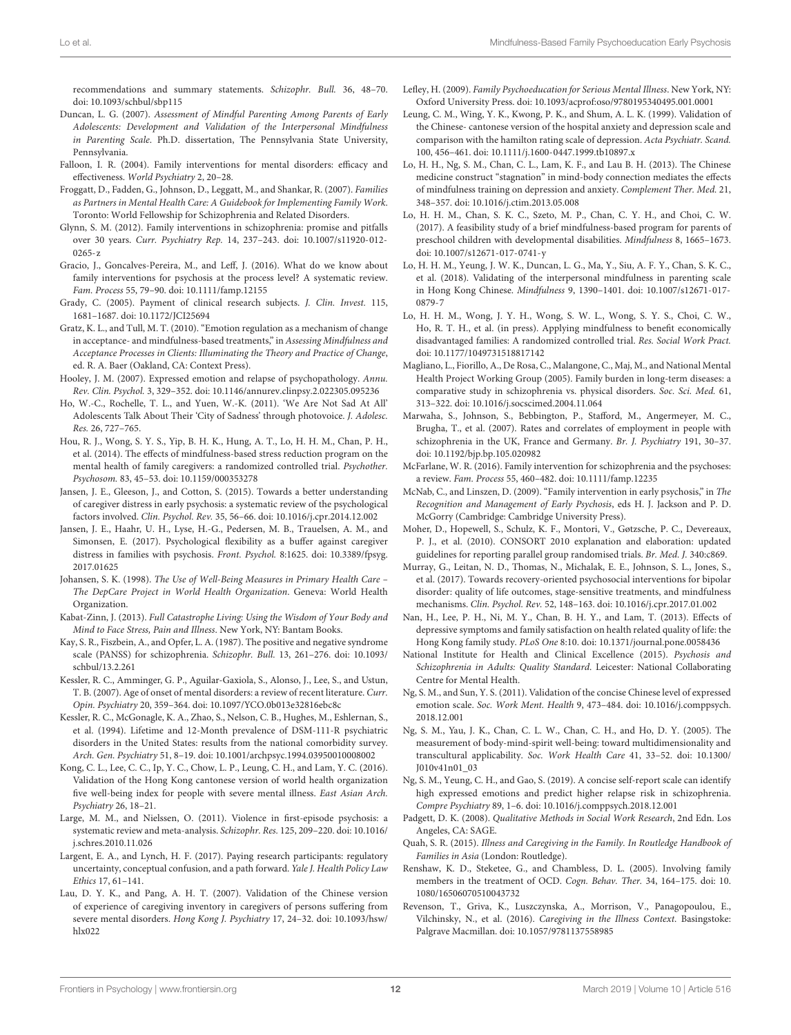recommendations and summary statements. *Schizophr. Bull.* 36, 48–70. doi: 10.1093/schbul/sbp115

Duncan, L. G. (2007). *Assessment of Mindful Parenting Among Parents of Early Adolescents: Development and Validation of the Interpersonal Mindfulness in Parenting Scale*. Ph.D. dissertation, The Pennsylvania State University, Pennsylvania.

Falloon, I. R. (2004). Family interventions for mental disorders: efficacy and effectiveness. *World Psychiatry* 2, 20–28.

Froggatt, D., Fadden, G., Johnson, D., Leggatt, M., and Shankar, R. (2007). *Families as Partners in Mental Health Care: A Guidebook for Implementing Family Work*. Toronto: World Fellowship for Schizophrenia and Related Disorders.

Glynn, S. M. (2012). Family interventions in schizophrenia: promise and pitfalls over 30 years. *Curr. Psychiatry Rep.* 14, 237–243. doi: 10.1007/s11920-012-0265-z

Gracio, J., Goncalves-Pereira, M., and Leff, J. (2016). What do we know about family interventions for psychosis at the process level? A systematic review. *Fam. Process* 55, 79–90. doi: 10.1111/famp.12155

Grady, C. (2005). Payment of clinical research subjects. *J. Clin. Invest.* 115, 1681–1687. doi: 10.1172/JCI25694

Gratz, K. L., and Tull, M. T. (2010). "Emotion regulation as a mechanism of change in acceptance- and mindfulness-based treatments," in *Assessing Mindfulness and Acceptance Processes in Clients: Illuminating the Theory and Practice of Change*, ed. R. A. Baer (Oakland, CA: Context Press).

Hooley, J. M. (2007). Expressed emotion and relapse of psychopathology. *Annu. Rev. Clin. Psychol.* 3, 329–352. doi: 10.1146/annurev.clinpsy.2.022305.095236

Ho, W.-C., Rochelle, T. L., and Yuen, W.-K. (2011). 'We Are Not Sad At All' Adolescents Talk About Their 'City of Sadness' through photovoice. *J. Adolesc. Res.* 26, 727–765.

Hou, R. J., Wong, S. Y. S., Yip, B. H. K., Hung, A. T., Lo, H. H. M., Chan, P. H., et al. (2014). The effects of mindfulness-based stress reduction program on the mental health of family caregivers: a randomized controlled trial. *Psychother. Psychosom.* 83, 45–53. doi: 10.1159/000353278

Jansen, J. E., Gleeson, J., and Cotton, S. (2015). Towards a better understanding of caregiver distress in early psychosis: a systematic review of the psychological factors involved. *Clin. Psychol. Rev.* 35, 56–66. doi: 10.1016/j.cpr.2014.12.002

Jansen, J. E., Haahr, U. H., Lyse, H.-G., Pedersen, M. B., Trauelsen, A. M., and Simonsen, E. (2017). Psychological flexibility as a buffer against caregiver distress in families with psychosis. *Front. Psychol.* 8:1625. doi: 10.3389/fpsyg.2017.01625

Johansen, S. K. (1998). *The Use of Well-Being Measures in Primary Health Care – The DepCare Project in World Health Organization*. Geneva: World Health Organization.

Kabat-Zinn, J. (2013). *Full Catastrophe Living: Using the Wisdom of Your Body and Mind to Face Stress, Pain and Illness*. New York, NY: Bantam Books.

Kay, S. R., Fiszbein, A., and Opfer, L. A. (1987). The positive and negative syndrome scale (PANSS) for schizophrenia. *Schizophr. Bull.* 13, 261–276. doi: 10.1093/schbul/13.2.261

Kessler, R. C., Amminger, G. P., Aguilar-Gaxiola, S., Alonso, J., Lee, S., and Ustun, T. B. (2007). Age of onset of mental disorders: a review of recent literature. *Curr. Opin. Psychiatry* 20, 359–364. doi: 10.1097/YCO.0b013e32816ebc8c

Kessler, R. C., McGonagle, K. A., Zhao, S., Nelson, C. B., Hughes, M., Eshlernan, S., et al. (1994). Lifetime and 12-Month prevalence of DSM-111-R psychiatric disorders in the United States: results from the national comorbidity survey. *Arch. Gen. Psychiatry* 51, 8–19. doi: 10.1001/archpsyc.1994.03950010008002

Kong, C. L., Lee, C. C., Ip, Y. C., Chow, L. P., Leung, C. H., and Lam, Y. C. (2016). Validation of the Hong Kong cantonese version of world health organization five well-being index for people with severe mental illness. *East Asian Arch. Psychiatry* 26, 18–21.

Large, M. M., and Nielssen, O. (2011). Violence in first-episode psychosis: a systematic review and meta-analysis. *Schizophr. Res.* 125, 209–220. doi: 10.1016/j.schres.2010.11.026

Largent, E. A., and Lynch, H. F. (2017). Paying research participants: regulatory uncertainty, conceptual confusion, and a path forward. *Yale J. Health Policy Law Ethics* 17, 61–141.

Lau, D. Y. K., and Pang, A. H. T. (2007). Validation of the Chinese version of experience of caregiving inventory in caregivers of persons suffering from severe mental disorders. *Hong Kong J. Psychiatry* 17, 24–32. doi: 10.1093/hsw/hlx022

Lefley, H. (2009). *Family Psychoeducation for Serious Mental Illness*. New York, NY: Oxford University Press. doi: 10.1093/acprof:oso/9780195340495.001.0001

Leung, C. M., Wing, Y. K., Kwong, P. K., and Shum, A. L. K. (1999). Validation of the Chinese- cantonese version of the hospital anxiety and depression scale and comparison with the hamilton rating scale of depression. *Acta Psychiatr. Scand.* 100, 456–461. doi: 10.1111/j.1600-0447.1999.tb10897.x

Lo, H. H., Ng, S. M., Chan, C. L., Lam, K. F., and Lau B. H. (2013). The Chinese medicine construct "stagnation" in mind-body connection mediates the effects of mindfulness training on depression and anxiety. *Complement Ther. Med.* 21, 348–357. doi: 10.1016/j.ctim.2013.05.008

Lo, H. H. M., Chan, S. K. C., Szeto, M. P., Chan, C. Y. H., and Choi, C. W. (2017). A feasibility study of a brief mindfulness-based program for parents of preschool children with developmental disabilities. *Mindfulness* 8, 1665–1673. doi: 10.1007/s12671-017-0741-y

Lo, H. H. M., Yeung, J. W. K., Duncan, L. G., Ma, Y., Siu, A. F. Y., Chan, S. K. C., et al. (2018). Validating of the interpersonal mindfulness in parenting scale in Hong Kong Chinese. *Mindfulness* 9, 1390–1401. doi: 10.1007/s12671-017-0879-7

Lo, H. H. M., Wong, J. Y. H., Wong, S. W. L., Wong, S. Y. S., Choi, C. W., Ho, R. T. H., et al. (in press). Applying mindfulness to benefit economically disadvantaged families: A randomized controlled trial. *Res. Social Work Pract.* doi: 10.1177/1049731518817142

Magliano, L., Fiorillo, A., De Rosa, C., Malangone, C., Maj, M., and National Mental Health Project Working Group (2005). Family burden in long-term diseases: a comparative study in schizophrenia vs. physical disorders. *Soc. Sci. Med.* 61, 313–322. doi: 10.1016/j.socscimed.2004.11.064

Marwaha, S., Johnson, S., Bebbington, P., Stafford, M., Angermeyer, M. C., Brugha, T., et al. (2007). Rates and correlates of employment in people with schizophrenia in the UK, France and Germany. *Br. J. Psychiatry* 191, 30–37. doi: 10.1192/bjp.bp.105.020982

McFarlane, W. R. (2016). Family intervention for schizophrenia and the psychoses: a review. *Fam. Process* 55, 460–482. doi: 10.1111/famp.12235

McNab, C., and Linszen, D. (2009). "Family intervention in early psychosis," in *The Recognition and Management of Early Psychosis*, eds H. J. Jackson and P. D. McGorry (Cambridge: Cambridge University Press).

Moher, D., Hopewell, S., Schulz, K. F., Montori, V., Gøtzsche, P. C., Devereaux, P. J., et al. (2010). CONSORT 2010 explanation and elaboration: updated guidelines for reporting parallel group randomised trials. *Br. Med. J.* 340:c869.

Murray, G., Leitan, N. D., Thomas, N., Michalak, E. E., Johnson, S. L., Jones, S., et al. (2017). Towards recovery-oriented psychosocial interventions for bipolar disorder: quality of life outcomes, stage-sensitive treatments, and mindfulness mechanisms. *Clin. Psychol. Rev.* 52, 148–163. doi: 10.1016/j.cpr.2017.01.002

Nan, H., Lee, P. H., Ni, M. Y., Chan, B. H. Y., and Lam, T. (2013). Effects of depressive symptoms and family satisfaction on health related quality of life: the Hong Kong family study. *PLoS One* 8:10. doi: 10.1371/journal.pone.0058436

National Institute for Health and Clinical Excellence (2015). *Psychosis and Schizophrenia in Adults: Quality Standard*. Leicester: National Collaborating Centre for Mental Health.

Ng, S. M., and Sun, Y. S. (2011). Validation of the concise Chinese level of expressed emotion scale. *Soc. Work Ment. Health* 9, 473–484. doi: 10.1016/j.comppsych.2018.12.001

Ng, S. M., Yau, J. K., Chan, C. L. W., Chan, C. H., and Ho, D. Y. (2005). The measurement of body-mind-spirit well-being: toward multidimensionality and transcultural applicability. *Soc. Work Health Care* 41, 33–52. doi: 10.1300/J010v41n01_03

Ng, S. M., Yeung, C. H., and Gao, S. (2019). A concise self-report scale can identify high expressed emotions and predict higher relapse risk in schizophrenia. *Compre Psychiatry* 89, 1–6. doi: 10.1016/j.comppsych.2018.12.001

Padgett, D. K. (2008). *Qualitative Methods in Social Work Research*, 2nd Edn. Los Angeles, CA: SAGE.

Quah, S. R. (2015). *Illness and Caregiving in the Family. In Routledge Handbook of Families in Asia* (London: Routledge).

Renshaw, K. D., Steketee, G., and Chambless, D. L. (2005). Involving family members in the treatment of OCD. *Cogn. Behav. Ther.* 34, 164–175. doi: 10.1080/16506070510043732

Revenson, T., Griva, K., Luszczynska, A., Morrison, V., Panagopoulou, E., Vilchinsky, N., et al. (2016). *Caregiving in the Illness Context*. Basingstoke: Palgrave Macmillan. doi: 10.1057/9781137558985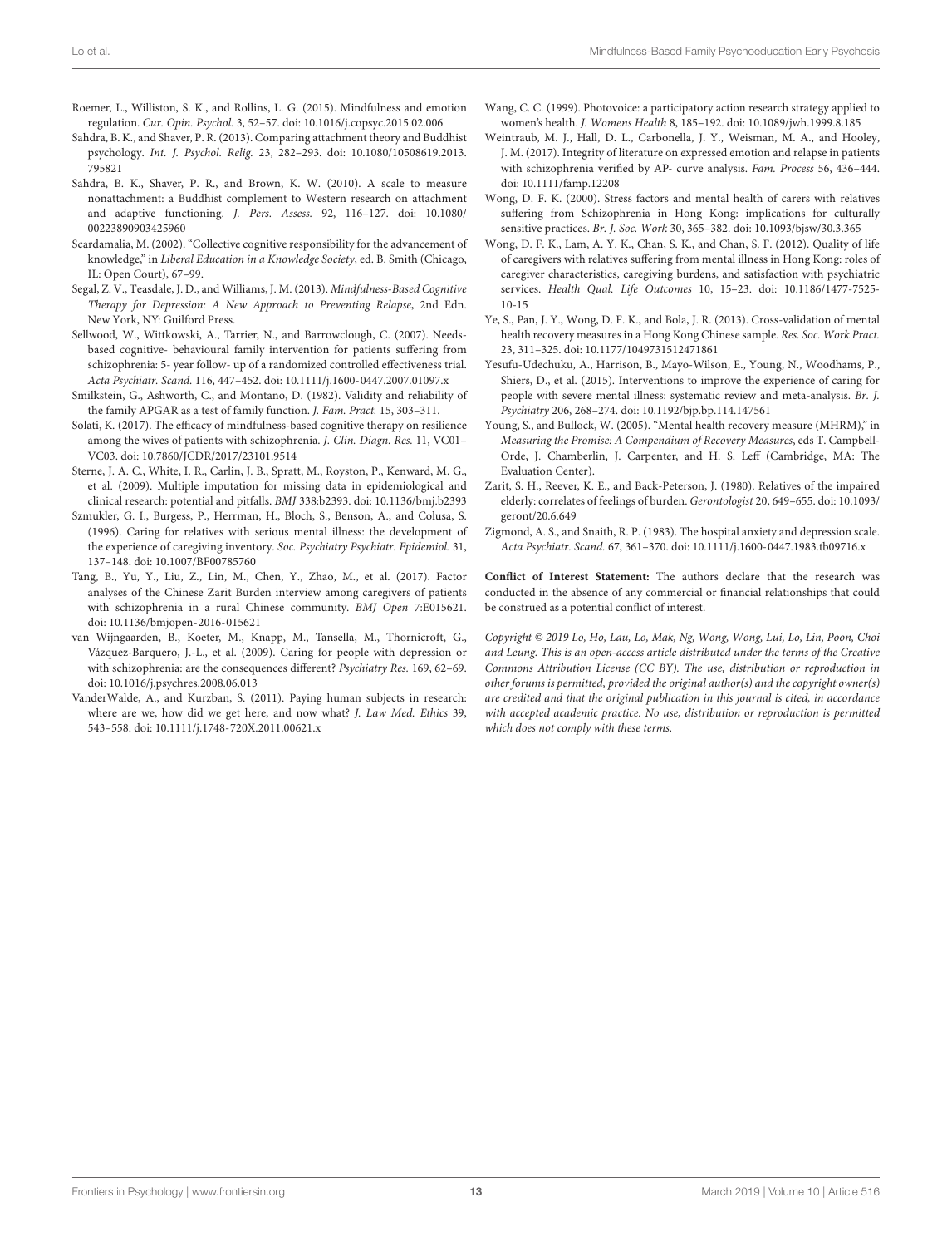Roemer, L., Williston, S. K., and Rollins, L. G. (2015). Mindfulness and emotion regulation. *Cur. Opin. Psychol.* 3, 52–57. doi: 10.1016/j.copsyc.2015.02.006

Sahdra, B. K., and Shaver, P. R. (2013). Comparing attachment theory and Buddhist psychology. *Int. J. Psychol. Relig.* 23, 282–293. doi: 10.1080/10508619.2013.795821

Sahdra, B. K., Shaver, P. R., and Brown, K. W. (2010). A scale to measure nonattachment: a Buddhist complement to Western research on attachment and adaptive functioning. *J. Pers. Assess.* 92, 116–127. doi: 10.1080/00223890903425960

Scardamalia, M. (2002). "Collective cognitive responsibility for the advancement of knowledge," in *Liberal Education in a Knowledge Society*, ed. B. Smith (Chicago, IL: Open Court), 67–99.

Segal, Z. V., Teasdale, J. D., and Williams, J. M. (2013). *Mindfulness-Based Cognitive Therapy for Depression: A New Approach to Preventing Relapse*, 2nd Edn. New York, NY: Guilford Press.

Sellwood, W., Wittkowski, A., Tarrier, N., and Barrowclough, C. (2007). Needs-based cognitive- behavioural family intervention for patients suffering from schizophrenia: 5- year follow- up of a randomized controlled effectiveness trial. *Acta Psychiatr. Scand.* 116, 447–452. doi: 10.1111/j.1600-0447.2007.01097.x

Smilkstein, G., Ashworth, C., and Montano, D. (1982). Validity and reliability of the family APGAR as a test of family function. *J. Fam. Pract.* 15, 303–311.

Solati, K. (2017). The efficacy of mindfulness-based cognitive therapy on resilience among the wives of patients with schizophrenia. *J. Clin. Diagn. Res.* 11, VC01–VC03. doi: 10.7860/JCDR/2017/23101.9514

Sterne, J. A. C., White, I. R., Carlin, J. B., Spratt, M., Royston, P., Kenward, M. G., et al. (2009). Multiple imputation for missing data in epidemiological and clinical research: potential and pitfalls. *BMJ* 338:b2393. doi: 10.1136/bmj.b2393

Szmukler, G. I., Burgess, P., Herrman, H., Bloch, S., Benson, A., and Colusa, S. (1996). Caring for relatives with serious mental illness: the development of the experience of caregiving inventory. *Soc. Psychiatry Psychiatr. Epidemiol.* 31, 137–148. doi: 10.1007/BF00785760

Tang, B., Yu, Y., Liu, Z., Lin, M., Chen, Y., Zhao, M., et al. (2017). Factor analyses of the Chinese Zarit Burden interview among caregivers of patients with schizophrenia in a rural Chinese community. *BMJ Open* 7:E015621. doi: 10.1136/bmjopen-2016-015621

van Wijngaarden, B., Koeter, M., Knapp, M., Tansella, M., Thornicroft, G., Vázquez-Barquero, J.-L., et al. (2009). Caring for people with depression or with schizophrenia: are the consequences different? *Psychiatry Res.* 169, 62–69. doi: 10.1016/j.psychres.2008.06.013

VanderWalde, A., and Kurzban, S. (2011). Paying human subjects in research: where are we, how did we get here, and now what? *J. Law Med. Ethics* 39, 543–558. doi: 10.1111/j.1748-720X.2011.00621.x

Wang, C. C. (1999). Photovoice: a participatory action research strategy applied to women's health. *J. Womens Health* 8, 185–192. doi: 10.1089/jwh.1999.8.185

Weintraub, M. J., Hall, D. L., Carbonella, J. Y., Weisman, M. A., and Hooley, J. M. (2017). Integrity of literature on expressed emotion and relapse in patients with schizophrenia verified by AP- curve analysis. *Fam. Process* 56, 436–444. doi: 10.1111/famp.12208

Wong, D. F. K. (2000). Stress factors and mental health of carers with relatives suffering from Schizophrenia in Hong Kong: implications for culturally sensitive practices. *Br. J. Soc. Work* 30, 365–382. doi: 10.1093/bjsw/30.3.365

Wong, D. F. K., Lam, A. Y. K., Chan, S. K., and Chan, S. F. (2012). Quality of life of caregivers with relatives suffering from mental illness in Hong Kong: roles of caregiver characteristics, caregiving burdens, and satisfaction with psychiatric services. *Health Qual. Life Outcomes* 10, 15–23. doi: 10.1186/1477-7525-10-15

Ye, S., Pan, J. Y., Wong, D. F. K., and Bola, J. R. (2013). Cross-validation of mental health recovery measures in a Hong Kong Chinese sample. *Res. Soc. Work Pract.* 23, 311–325. doi: 10.1177/1049731512471861

Yesufu-Udechuku, A., Harrison, B., Mayo-Wilson, E., Young, N., Woodhams, P., Shiers, D., et al. (2015). Interventions to improve the experience of caring for people with severe mental illness: systematic review and meta-analysis. *Br. J. Psychiatry* 206, 268–274. doi: 10.1192/bjp.bp.114.147561

Young, S., and Bullock, W. (2005). "Mental health recovery measure (MHRM)," in *Measuring the Promise: A Compendium of Recovery Measures*, eds T. Campbell-Orde, J. Chamberlin, J. Carpenter, and H. S. Leff (Cambridge, MA: The Evaluation Center).

Zarit, S. H., Reever, K. E., and Back-Peterson, J. (1980). Relatives of the impaired elderly: correlates of feelings of burden. *Gerontologist* 20, 649–655. doi: 10.1093/geront/20.6.649

Zigmond, A. S., and Snaith, R. P. (1983). The hospital anxiety and depression scale. *Acta Psychiatr. Scand.* 67, 361–370. doi: 10.1111/j.1600-0447.1983.tb09716.x

**Conflict of Interest Statement:** The authors declare that the research was conducted in the absence of any commercial or financial relationships that could be construed as a potential conflict of interest.

*Copyright © 2019 Lo, Ho, Lau, Lo, Mak, Ng, Wong, Wong, Lui, Lo, Lin, Poon, Choi and Leung. This is an open-access article distributed under the terms of the Creative Commons Attribution License (CC BY). The use, distribution or reproduction in other forums is permitted, provided the original author(s) and the copyright owner(s) are credited and that the original publication in this journal is cited, in accordance with accepted academic practice. No use, distribution or reproduction is permitted which does not comply with these terms.*